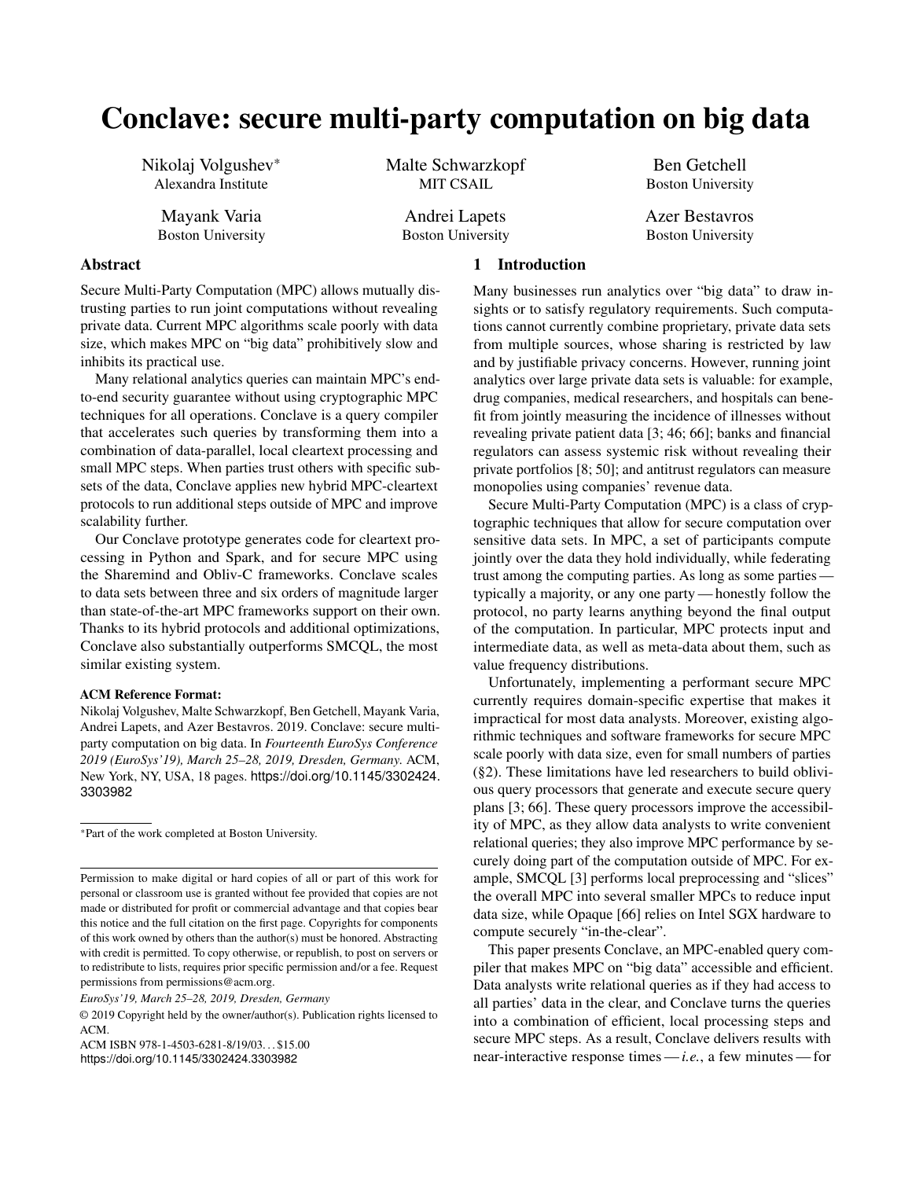# Conclave: secure multi-party computation on big data

Nikolaj Volgushev[*]
Alexandra Institute

Malte Schwarzkopf
MIT CSAIL

Ben Getchell
Boston University

Mayank Varia
Boston University

Andrei Lapets
Boston University

Azer Bestavros
Boston University

## Abstract

Secure Multi-Party Computation (MPC) allows mutually distrusting parties to run joint computations without revealing private data. Current MPC algorithms scale poorly with data size, which makes MPC on "big data" prohibitively slow and inhibits its practical use.

Many relational analytics queries can maintain MPC's end-to-end security guarantee without using cryptographic MPC techniques for all operations. Conclave is a query compiler that accelerates such queries by transforming them into a combination of data-parallel, local cleartext processing and small MPC steps. When parties trust others with specific subsets of the data, Conclave applies new hybrid MPC-cleartext protocols to run additional steps outside of MPC and improve scalability further.

Our Conclave prototype generates code for cleartext processing in Python and Spark, and for secure MPC using the Sharemind and Obliv-C frameworks. Conclave scales to data sets between three and six orders of magnitude larger than state-of-the-art MPC frameworks support on their own. Thanks to its hybrid protocols and additional optimizations, Conclave also substantially outperforms SMCQL, the most similar existing system.

**ACM Reference Format:**
Nikolaj Volgushev, Malte Schwarzkopf, Ben Getchell, Mayank Varia, Andrei Lapets, and Azer Bestavros. 2019. Conclave: secure multi-party computation on big data. In *Fourteenth EuroSys Conference 2019 (EuroSys'19), March 25–28, 2019, Dresden, Germany.* ACM, New York, NY, USA, 18 pages. https://doi.org/10.1145/3302424.3303982

[*]Part of the work completed at Boston University.

Permission to make digital or hard copies of all or part of this work for personal or classroom use is granted without fee provided that copies are not made or distributed for profit or commercial advantage and that copies bear this notice and the full citation on the first page. Copyrights for components of this work owned by others than the author(s) must be honored. Abstracting with credit is permitted. To copy otherwise, or republish, to post on servers or to redistribute to lists, requires prior specific permission and/or a fee. Request permissions from permissions@acm.org.

*EuroSys'19, March 25–28, 2019, Dresden, Germany*

© 2019 Copyright held by the owner/author(s). Publication rights licensed to ACM.

ACM ISBN 978-1-4503-6281-8/19/03...$15.00
https://doi.org/10.1145/3302424.3303982

## 1 Introduction

Many businesses run analytics over "big data" to draw insights or to satisfy regulatory requirements. Such computations cannot currently combine proprietary, private data sets from multiple sources, whose sharing is restricted by law and by justifiable privacy concerns. However, running joint analytics over large private data sets is valuable: for example, drug companies, medical researchers, and hospitals can benefit from jointly measuring the incidence of illnesses without revealing private patient data [3; 46; 66]; banks and financial regulators can assess systemic risk without revealing their private portfolios [8; 50]; and antitrust regulators can measure monopolies using companies' revenue data.

Secure Multi-Party Computation (MPC) is a class of cryptographic techniques that allow for secure computation over sensitive data sets. In MPC, a set of participants compute jointly over the data they hold individually, while federating trust among the computing parties. As long as some parties — typically a majority, or any one party — honestly follow the protocol, no party learns anything beyond the final output of the computation. In particular, MPC protects input and intermediate data, as well as meta-data about them, such as value frequency distributions.

Unfortunately, implementing a performant secure MPC currently requires domain-specific expertise that makes it impractical for most data analysts. Moreover, existing algorithmic techniques and software frameworks for secure MPC scale poorly with data size, even for small numbers of parties (§2). These limitations have led researchers to build oblivious query processors that generate and execute secure query plans [3; 66]. These query processors improve the accessibility of MPC, as they allow data analysts to write convenient relational queries; they also improve MPC performance by securely doing part of the computation outside of MPC. For example, SMCQL [3] performs local preprocessing and "slices" the overall MPC into several smaller MPCs to reduce input data size, while Opaque [66] relies on Intel SGX hardware to compute securely "in-the-clear".

This paper presents Conclave, an MPC-enabled query compiler that makes MPC on "big data" accessible and efficient. Data analysts write relational queries as if they had access to all parties' data in the clear, and Conclave turns the queries into a combination of efficient, local processing steps and secure MPC steps. As a result, Conclave delivers results with near-interactive response times — *i.e.*, a few minutes — for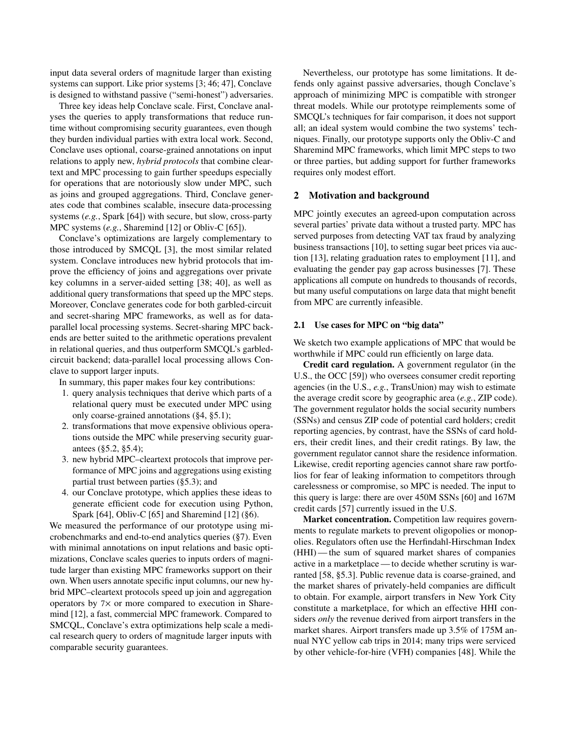input data several orders of magnitude larger than existing systems can support. Like prior systems [3; 46; 47], Conclave is designed to withstand passive ("semi-honest") adversaries.

Three key ideas help Conclave scale. First, Conclave analyses the queries to apply transformations that reduce runtime without compromising security guarantees, even though they burden individual parties with extra local work. Second, Conclave uses optional, coarse-grained annotations on input relations to apply new, *hybrid protocols* that combine cleartext and MPC processing to gain further speedups especially for operations that are notoriously slow under MPC, such as joins and grouped aggregations. Third, Conclave generates code that combines scalable, insecure data-processing systems (*e.g.*, Spark [64]) with secure, but slow, cross-party MPC systems (*e.g.*, Sharemind [12] or Obliv-C [65]).

Conclave's optimizations are largely complementary to those introduced by SMCQL [3], the most similar related system. Conclave introduces new hybrid protocols that improve the efficiency of joins and aggregations over private key columns in a server-aided setting [38; 40], as well as additional query transformations that speed up the MPC steps. Moreover, Conclave generates code for both garbled-circuit and secret-sharing MPC frameworks, as well as for data-parallel local processing systems. Secret-sharing MPC backends are better suited to the arithmetic operations prevalent in relational queries, and thus outperform SMCQL's garbled-circuit backend; data-parallel local processing allows Conclave to support larger inputs.

In summary, this paper makes four key contributions:

1. query analysis techniques that derive which parts of a relational query must be executed under MPC using only coarse-grained annotations (§4, §5.1);
2. transformations that move expensive oblivious operations outside the MPC while preserving security guarantees (§5.2, §5.4);
3. new hybrid MPC–cleartext protocols that improve performance of MPC joins and aggregations using existing partial trust between parties (§5.3); and
4. our Conclave prototype, which applies these ideas to generate efficient code for execution using Python, Spark [64], Obliv-C [65] and Sharemind [12] (§6).

We measured the performance of our prototype using microbenchmarks and end-to-end analytics queries (§7). Even with minimal annotations on input relations and basic optimizations, Conclave scales queries to inputs orders of magnitude larger than existing MPC frameworks support on their own. When users annotate specific input columns, our new hybrid MPC–cleartext protocols speed up join and aggregation operators by 7× or more compared to execution in Sharemind [12], a fast, commercial MPC framework. Compared to SMCQL, Conclave's extra optimizations help scale a medical research query to orders of magnitude larger inputs with comparable security guarantees.

Nevertheless, our prototype has some limitations. It defends only against passive adversaries, though Conclave's approach of minimizing MPC is compatible with stronger threat models. While our prototype reimplements some of SMCQL's techniques for fair comparison, it does not support all; an ideal system would combine the two systems' techniques. Finally, our prototype supports only the Obliv-C and Sharemind MPC frameworks, which limit MPC steps to two or three parties, but adding support for further frameworks requires only modest effort.

## 2 Motivation and background

MPC jointly executes an agreed-upon computation across several parties' private data without a trusted party. MPC has served purposes from detecting VAT tax fraud by analyzing business transactions [10], to setting sugar beet prices via auction [13], relating graduation rates to employment [11], and evaluating the gender pay gap across businesses [7]. These applications all compute on hundreds to thousands of records, but many useful computations on large data that might benefit from MPC are currently infeasible.

### 2.1 Use cases for MPC on "big data"

We sketch two example applications of MPC that would be worthwhile if MPC could run efficiently on large data.

**Credit card regulation.** A government regulator (in the U.S., the OCC [59]) who oversees consumer credit reporting agencies (in the U.S., *e.g.*, TransUnion) may wish to estimate the average credit score by geographic area (*e.g.*, ZIP code). The government regulator holds the social security numbers (SSNs) and census ZIP code of potential card holders; credit reporting agencies, by contrast, have the SSNs of card holders, their credit lines, and their credit ratings. By law, the government regulator cannot share the residence information. Likewise, credit reporting agencies cannot share raw portfolios for fear of leaking information to competitors through carelessness or compromise, so MPC is needed. The input to this query is large: there are over 450M SSNs [60] and 167M credit cards [57] currently issued in the U.S.

**Market concentration.** Competition law requires governments to regulate markets to prevent oligopolies or monopolies. Regulators often use the Herfindahl-Hirschman Index (HHI) — the sum of squared market shares of companies active in a marketplace — to decide whether scrutiny is warranted [58, §5.3]. Public revenue data is coarse-grained, and the market shares of privately-held companies are difficult to obtain. For example, airport transfers in New York City constitute a marketplace, for which an effective HHI considers *only* the revenue derived from airport transfers in the market shares. Airport transfers made up 3.5% of 175M annual NYC yellow cab trips in 2014; many trips were serviced by other vehicle-for-hire (VFH) companies [48]. While the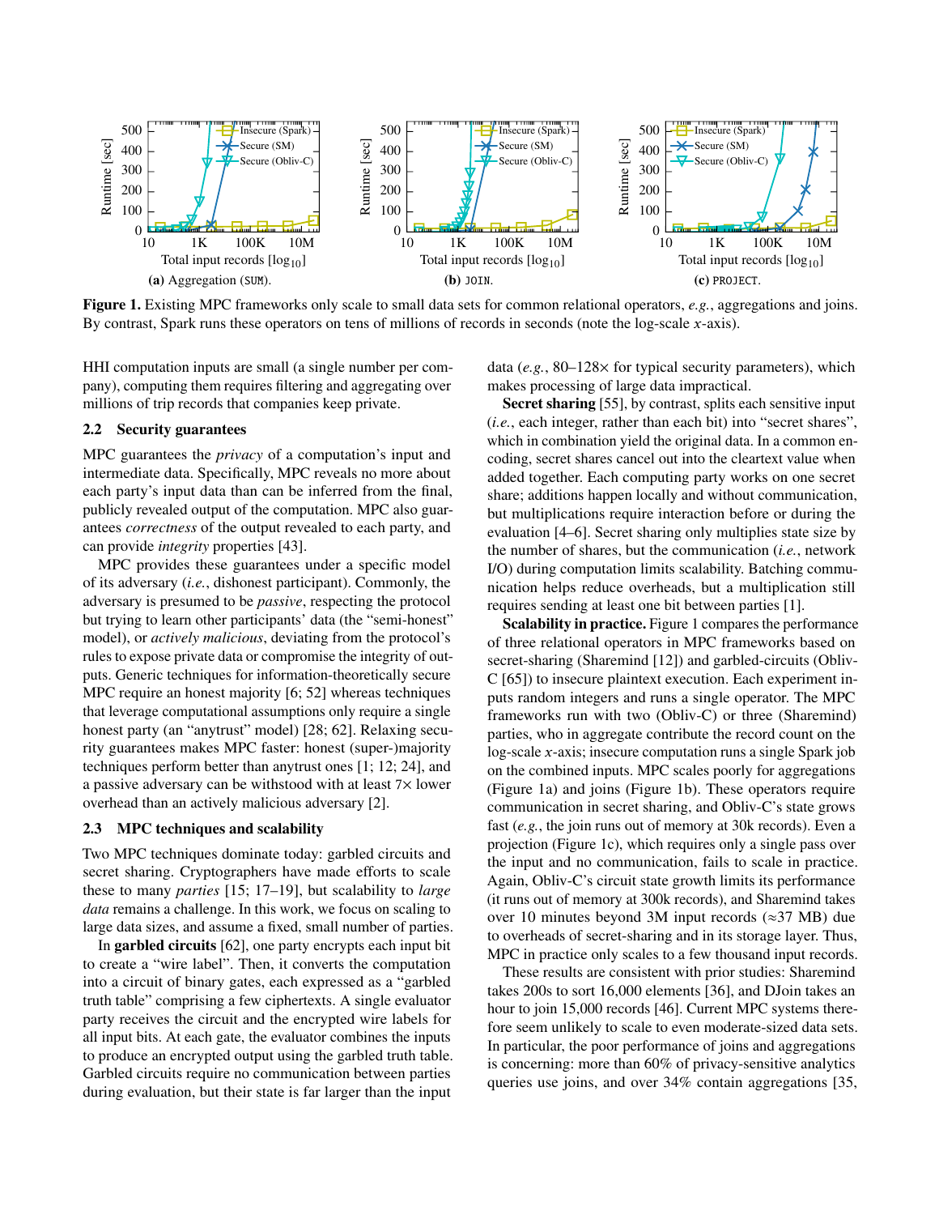**Figure 1.** Existing MPC frameworks only scale to small data sets for common relational operators, *e.g.*, aggregations and joins. By contrast, Spark runs these operators on tens of millions of records in seconds (note the log-scale *x*-axis).

(a) Aggregation (SUM). (b) JOIN. (c) PROJECT.

HHI computation inputs are small (a single number per company), computing them requires filtering and aggregating over millions of trip records that companies keep private.

### 2.2 Security guarantees

MPC guarantees the *privacy* of a computation's input and intermediate data. Specifically, MPC reveals no more about each party's input data than can be inferred from the final, publicly revealed output of the computation. MPC also guarantees *correctness* of the output revealed to each party, and can provide *integrity* properties [43].

MPC provides these guarantees under a specific model of its adversary (*i.e.*, dishonest participant). Commonly, the adversary is presumed to be *passive*, respecting the protocol but trying to learn other participants' data (the "semi-honest" model), or *actively malicious*, deviating from the protocol's rules to expose private data or compromise the integrity of outputs. Generic techniques for information-theoretically secure MPC require an honest majority [6; 52] whereas techniques that leverage computational assumptions only require a single honest party (an "anytrust" model) [28; 62]. Relaxing security guarantees makes MPC faster: honest (super-)majority techniques perform better than anytrust ones [1; 12; 24], and a passive adversary can be withstood with at least 7× lower overhead than an actively malicious adversary [2].

### 2.3 MPC techniques and scalability

Two MPC techniques dominate today: garbled circuits and secret sharing. Cryptographers have made efforts to scale these to many *parties* [15; 17–19], but scalability to *large data* remains a challenge. In this work, we focus on scaling to large data sizes, and assume a fixed, small number of parties.

In **garbled circuits** [62], one party encrypts each input bit to create a "wire label". Then, it converts the computation into a circuit of binary gates, each expressed as a "garbled truth table" comprising a few ciphertexts. A single evaluator party receives the circuit and the encrypted wire labels for all input bits. At each gate, the evaluator combines the inputs to produce an encrypted output using the garbled truth table. Garbled circuits require no communication between parties during evaluation, but their state is far larger than the input data (*e.g.*, 80–128× for typical security parameters), which makes processing of large data impractical.

**Secret sharing** [55], by contrast, splits each sensitive input (*i.e.*, each integer, rather than each bit) into "secret shares", which in combination yield the original data. In a common encoding, secret shares cancel out into the cleartext value when added together. Each computing party works on one secret share; additions happen locally and without communication, but multiplications require interaction before or during the evaluation [4–6]. Secret sharing only multiplies state size by the number of shares, but the communication (*i.e.*, network I/O) during computation limits scalability. Batching communication helps reduce overheads, but a multiplication still requires sending at least one bit between parties [1].

**Scalability in practice.** Figure 1 compares the performance of three relational operators in MPC frameworks based on secret-sharing (Sharemind [12]) and garbled-circuits (Obliv-C [65]) to insecure plaintext execution. Each experiment inputs random integers and runs a single operator. The MPC frameworks run with two (Obliv-C) or three (Sharemind) parties, who in aggregate contribute the record count on the log-scale *x*-axis; insecure computation runs a single Spark job on the combined inputs. MPC scales poorly for aggregations (Figure 1a) and joins (Figure 1b). These operators require communication in secret sharing, and Obliv-C's state grows fast (*e.g.*, the join runs out of memory at 30k records). Even a projection (Figure 1c), which requires only a single pass over the input and no communication, fails to scale in practice. Again, Obliv-C's circuit state growth limits its performance (it runs out of memory at 300k records), and Sharemind takes over 10 minutes beyond 3M input records (≈37 MB) due to overheads of secret-sharing and in its storage layer. Thus, MPC in practice only scales to a few thousand input records.

These results are consistent with prior studies: Sharemind takes 200s to sort 16,000 elements [36], and DJoin takes an hour to join 15,000 records [46]. Current MPC systems therefore seem unlikely to scale to even moderate-sized data sets. In particular, the poor performance of joins and aggregations is concerning: more than 60% of privacy-sensitive analytics queries use joins, and over 34% contain aggregations [35,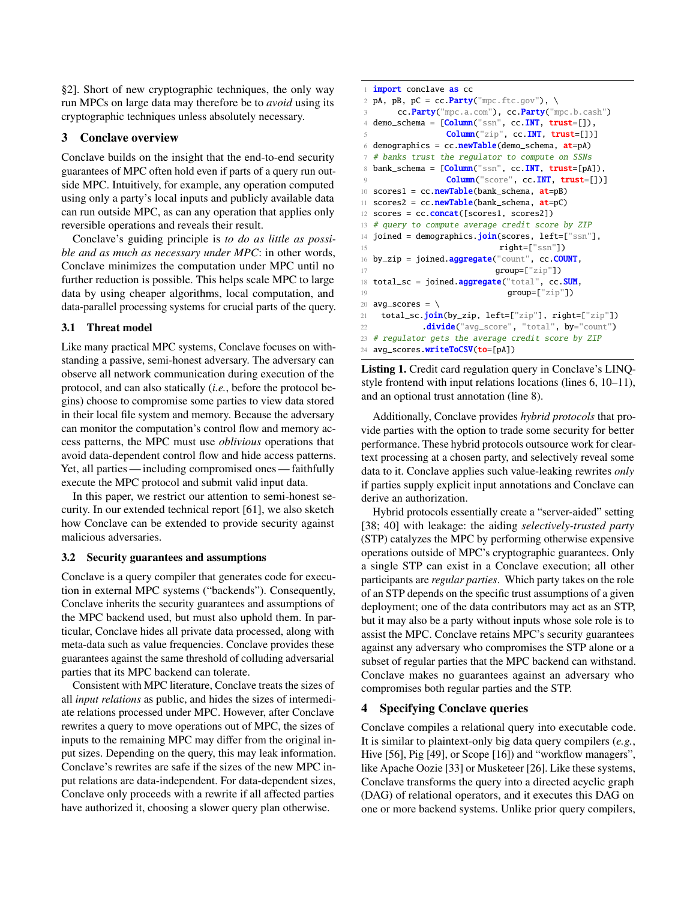§2]. Short of new cryptographic techniques, the only way run MPCs on large data may therefore be to *avoid* using its cryptographic techniques unless absolutely necessary.

## 3 Conclave overview

Conclave builds on the insight that the end-to-end security guarantees of MPC often hold even if parts of a query run outside MPC. Intuitively, for example, any operation computed using only a party's local inputs and publicly available data can run outside MPC, as can any operation that applies only reversible operations and reveals their result.

Conclave's guiding principle is *to do as little as possible and as much as necessary under MPC*: in other words, Conclave minimizes the computation under MPC until no further reduction is possible. This helps scale MPC to large data by using cheaper algorithms, local computation, and data-parallel processing systems for crucial parts of the query.

### 3.1 Threat model

Like many practical MPC systems, Conclave focuses on withstanding a passive, semi-honest adversary. The adversary can observe all network communication during execution of the protocol, and can also statically (*i.e.*, before the protocol begins) choose to compromise some parties to view data stored in their local file system and memory. Because the adversary can monitor the computation's control flow and memory access patterns, the MPC must use *oblivious* operations that avoid data-dependent control flow and hide access patterns. Yet, all parties — including compromised ones — faithfully execute the MPC protocol and submit valid input data.

In this paper, we restrict our attention to semi-honest security. In our extended technical report [61], we also sketch how Conclave can be extended to provide security against malicious adversaries.

### 3.2 Security guarantees and assumptions

Conclave is a query compiler that generates code for execution in external MPC systems ("backends"). Consequently, Conclave inherits the security guarantees and assumptions of the MPC backend used, but must also uphold them. In particular, Conclave hides all private data processed, along with meta-data such as value frequencies. Conclave provides these guarantees against the same threshold of colluding adversarial parties that its MPC backend can tolerate.

Consistent with MPC literature, Conclave treats the sizes of all *input relations* as public, and hides the sizes of intermediate relations processed under MPC. However, after Conclave rewrites a query to move operations out of MPC, the sizes of inputs to the remaining MPC may differ from the original input sizes. Depending on the query, this may leak information. Conclave's rewrites are safe if the sizes of the new MPC input relations are data-independent. For data-dependent sizes, Conclave only proceeds with a rewrite if all affected parties have authorized it, choosing a slower query plan otherwise.

```
1  import conclave as cc
2  pA, pB, pC = cc.Party("mpc.ftc.gov"), \
3       cc.Party("mpc.a.com"), cc.Party("mpc.b.cash")
4  demo_schema = [Column("ssn", cc.INT, trust=[]),
5                 Column("zip", cc.INT, trust=[])]
6  demographics = cc.newTable(demo_schema, at=pA)
7  # banks trust the regulator to compute on SSNs
8  bank_schema = [Column("ssn", cc.INT, trust=[pA]),
9                 Column("score", cc.INT, trust=[])]
10 scores1 = cc.newTable(bank_schema, at=pB)
11 scores2 = cc.newTable(bank_schema, at=pC)
12 scores = cc.concat([scores1, scores2])
13 # query to compute average credit score by ZIP
14 joined = demographics.join(scores, left=["ssn"],
15                            right=["ssn"])
16 by_zip = joined.aggregate("count", cc.COUNT,
17                           group=["zip"])
18 total_sc = joined.aggregate("total", cc.SUM,
19                             group=["zip"])
20 avg_scores = \
21   total_sc.join(by_zip, left=["zip"], right=["zip"])
22           .divide("avg_score", "total", by="count")
23 # regulator gets the average credit score by ZIP
24 avg_scores.writeToCSV(to=[pA])
```

**Listing 1.** Credit card regulation query in Conclave's LINQ-style frontend with input relations locations (lines 6, 10–11), and an optional trust annotation (line 8).

Additionally, Conclave provides *hybrid protocols* that provide parties with the option to trade some security for better performance. These hybrid protocols outsource work for cleartext processing at a chosen party, and selectively reveal some data to it. Conclave applies such value-leaking rewrites *only* if parties supply explicit input annotations and Conclave can derive an authorization.

Hybrid protocols essentially create a "server-aided" setting [38; 40] with leakage: the aiding *selectively-trusted party* (STP) catalyzes the MPC by performing otherwise expensive operations outside of MPC's cryptographic guarantees. Only a single STP can exist in a Conclave execution; all other participants are *regular parties*. Which party takes on the role of an STP depends on the specific trust assumptions of a given deployment; one of the data contributors may act as an STP, but it may also be a party without inputs whose sole role is to assist the MPC. Conclave retains MPC's security guarantees against any adversary who compromises the STP alone or a subset of regular parties that the MPC backend can withstand. Conclave makes no guarantees against an adversary who compromises both regular parties and the STP.

## 4 Specifying Conclave queries

Conclave compiles a relational query into executable code. It is similar to plaintext-only big data query compilers (*e.g.*, Hive [56], Pig [49], or Scope [16]) and "workflow managers", like Apache Oozie [33] or Musketeer [26]. Like these systems, Conclave transforms the query into a directed acyclic graph (DAG) of relational operators, and it executes this DAG on one or more backend systems. Unlike prior query compilers,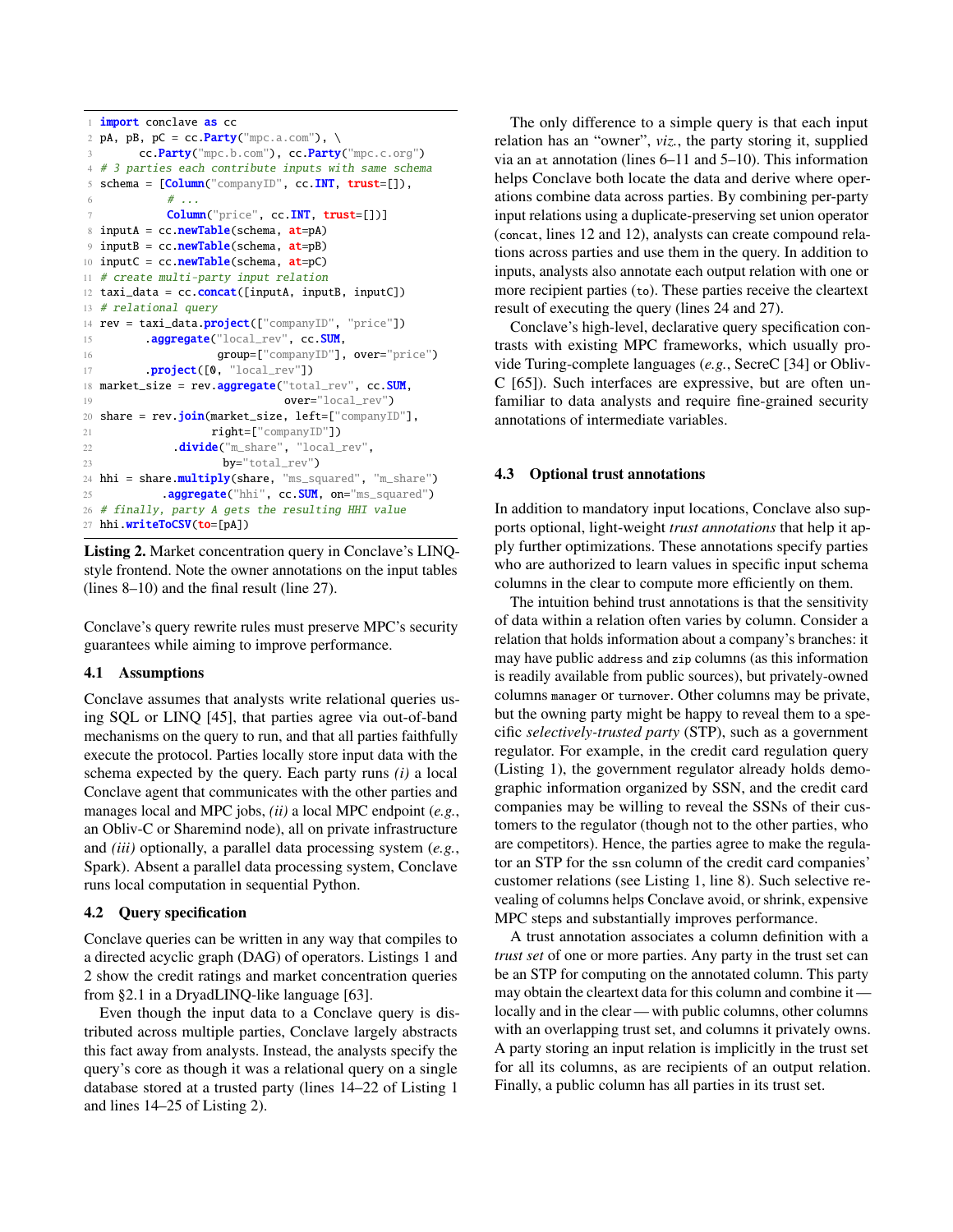```python
import conclave as cc
pA, pB, pC = cc.Party("mpc.a.com"), \
      cc.Party("mpc.b.com"), cc.Party("mpc.c.org")
# 3 parties each contribute inputs with same schema
schema = [Column("companyID", cc.INT, trust=[]),
          # ...
          Column("price", cc.INT, trust=[])]
inputA = cc.newTable(schema, at=pA)
inputB = cc.newTable(schema, at=pB)
inputC = cc.newTable(schema, at=pC)
# create multi-party input relation
taxi_data = cc.concat([inputA, inputB, inputC])
# relational query
rev = taxi_data.project(["companyID", "price"])
       .aggregate("local_rev", cc.SUM,
                  group=["companyID"], over="price")
       .project([0, "local_rev"])
market_size = rev.aggregate("total_rev", cc.SUM,
                            over="local_rev")
share = rev.join(market_size, left=["companyID"],
                 right=["companyID"])
           .divide("m_share", "local_rev",
                   by="total_rev")
hhi = share.multiply(share, "ms_squared", "m_share")
          .aggregate("hhi", cc.SUM, on="ms_squared")
# finally, party A gets the resulting HHI value
hhi.writeToCSV(to=[pA])
```

**Listing 2.** Market concentration query in Conclave's LINQ-style frontend. Note the owner annotations on the input tables (lines 8–10) and the final result (line 27).

Conclave's query rewrite rules must preserve MPC's security guarantees while aiming to improve performance.

### 4.1 Assumptions

Conclave assumes that analysts write relational queries using SQL or LINQ [45], that parties agree via out-of-band mechanisms on the query to run, and that all parties faithfully execute the protocol. Parties locally store input data with the schema expected by the query. Each party runs *(i)* a local Conclave agent that communicates with the other parties and manages local and MPC jobs, *(ii)* a local MPC endpoint (*e.g.*, an Obliv-C or Sharemind node), all on private infrastructure and *(iii)* optionally, a parallel data processing system (*e.g.*, Spark). Absent a parallel data processing system, Conclave runs local computation in sequential Python.

### 4.2 Query specification

Conclave queries can be written in any way that compiles to a directed acyclic graph (DAG) of operators. Listings 1 and 2 show the credit ratings and market concentration queries from §2.1 in a DryadLINQ-like language [63].

Even though the input data to a Conclave query is distributed across multiple parties, Conclave largely abstracts this fact away from analysts. Instead, the analysts specify the query's core as though it was a relational query on a single database stored at a trusted party (lines 14–22 of Listing 1 and lines 14–25 of Listing 2).

The only difference to a simple query is that each input relation has an "owner", *viz.*, the party storing it, supplied via an `at` annotation (lines 6–11 and 5–10). This information helps Conclave both locate the data and derive where operations combine data across parties. By combining per-party input relations using a duplicate-preserving set union operator (`concat`, lines 12 and 12), analysts can create compound relations across parties and use them in the query. In addition to inputs, analysts also annotate each output relation with one or more recipient parties (`to`). These parties receive the cleartext result of executing the query (lines 24 and 27).

Conclave's high-level, declarative query specification contrasts with existing MPC frameworks, which usually provide Turing-complete languages (*e.g.*, SecreC [34] or Obliv-C [65]). Such interfaces are expressive, but are often unfamiliar to data analysts and require fine-grained security annotations of intermediate variables.

### 4.3 Optional trust annotations

In addition to mandatory input locations, Conclave also supports optional, light-weight *trust annotations* that help it apply further optimizations. These annotations specify parties who are authorized to learn values in specific input schema columns in the clear to compute more efficiently on them.

The intuition behind trust annotations is that the sensitivity of data within a relation often varies by column. Consider a relation that holds information about a company's branches: it may have public `address` and `zip` columns (as this information is readily available from public sources), but privately-owned columns `manager` or `turnover`. Other columns may be private, but the owning party might be happy to reveal them to a specific *selectively-trusted party* (STP), such as a government regulator. For example, in the credit card regulation query (Listing 1), the government regulator already holds demographic information organized by SSN, and the credit card companies may be willing to reveal the SSNs of their customers to the regulator (though not to the other parties, who are competitors). Hence, the parties agree to make the regulator an STP for the `ssn` column of the credit card companies' customer relations (see Listing 1, line 8). Such selective revealing of columns helps Conclave avoid, or shrink, expensive MPC steps and substantially improves performance.

A trust annotation associates a column definition with a *trust set* of one or more parties. Any party in the trust set can be an STP for computing on the annotated column. This party may obtain the cleartext data for this column and combine it — locally and in the clear — with public columns, other columns with an overlapping trust set, and columns it privately owns. A party storing an input relation is implicitly in the trust set for all its columns, as are recipients of an output relation. Finally, a public column has all parties in its trust set.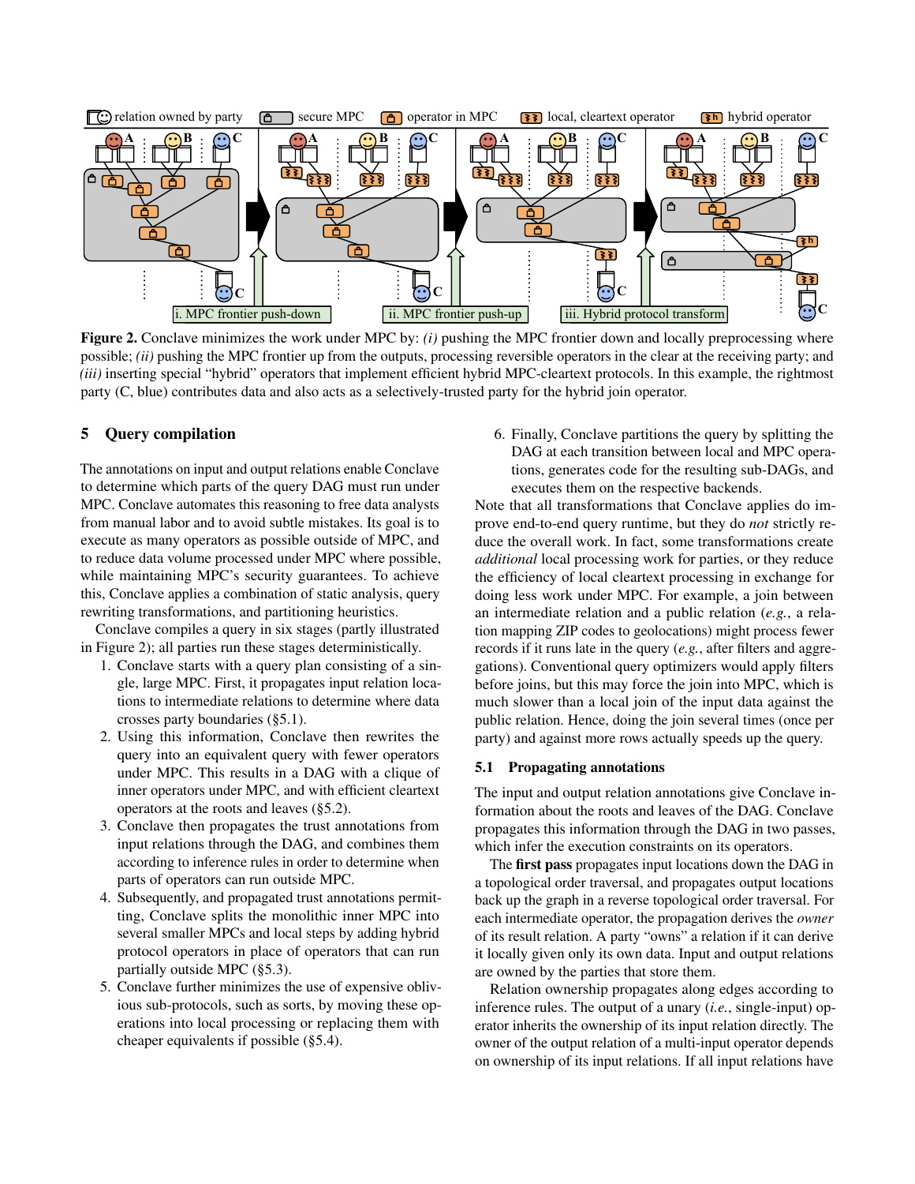relation owned by party
secure MPC
operator in MPC
local, cleartext operator
hybrid operator

A B C

i. MPC frontier push-down
ii. MPC frontier push-up
iii. Hybrid protocol transform

**Figure 2.** Conclave minimizes the work under MPC by: *(i)* pushing the MPC frontier down and locally preprocessing where possible; *(ii)* pushing the MPC frontier up from the outputs, processing reversible operators in the clear at the receiving party; and *(iii)* inserting special "hybrid" operators that implement efficient hybrid MPC-cleartext protocols. In this example, the rightmost party (C, blue) contributes data and also acts as a selectively-trusted party for the hybrid join operator.

## 5 Query compilation

The annotations on input and output relations enable Conclave to determine which parts of the query DAG must run under MPC. Conclave automates this reasoning to free data analysts from manual labor and to avoid subtle mistakes. Its goal is to execute as many operators as possible outside of MPC, and to reduce data volume processed under MPC where possible, while maintaining MPC's security guarantees. To achieve this, Conclave applies a combination of static analysis, query rewriting transformations, and partitioning heuristics.

Conclave compiles a query in six stages (partly illustrated in Figure 2); all parties run these stages deterministically.

1. Conclave starts with a query plan consisting of a single, large MPC. First, it propagates input relation locations to intermediate relations to determine where data crosses party boundaries (§5.1).
2. Using this information, Conclave then rewrites the query into an equivalent query with fewer operators under MPC. This results in a DAG with a clique of inner operators under MPC, and with efficient cleartext operators at the roots and leaves (§5.2).
3. Conclave then propagates the trust annotations from input relations through the DAG, and combines them according to inference rules in order to determine when parts of operators can run outside MPC.
4. Subsequently, and propagated trust annotations permitting, Conclave splits the monolithic inner MPC into several smaller MPCs and local steps by adding hybrid protocol operators in place of operators that can run partially outside MPC (§5.3).
5. Conclave further minimizes the use of expensive oblivious sub-protocols, such as sorts, by moving these operations into local processing or replacing them with cheaper equivalents if possible (§5.4).
6. Finally, Conclave partitions the query by splitting the DAG at each transition between local and MPC operations, generates code for the resulting sub-DAGs, and executes them on the respective backends.

Note that all transformations that Conclave applies do improve end-to-end query runtime, but they do *not* strictly reduce the overall work. In fact, some transformations create *additional* local processing work for parties, or they reduce the efficiency of local cleartext processing in exchange for doing less work under MPC. For example, a join between an intermediate relation and a public relation (*e.g.*, a relation mapping ZIP codes to geolocations) might process fewer records if it runs late in the query (*e.g.*, after filters and aggregations). Conventional query optimizers would apply filters before joins, but this may force the join into MPC, which is much slower than a local join of the input data against the public relation. Hence, doing the join several times (once per party) and against more rows actually speeds up the query.

### 5.1 Propagating annotations

The input and output relation annotations give Conclave information about the roots and leaves of the DAG. Conclave propagates this information through the DAG in two passes, which infer the execution constraints on its operators.

The **first pass** propagates input locations down the DAG in a topological order traversal, and propagates output locations back up the graph in a reverse topological order traversal. For each intermediate operator, the propagation derives the *owner* of its result relation. A party "owns" a relation if it can derive it locally given only its own data. Input and output relations are owned by the parties that store them.

Relation ownership propagates along edges according to inference rules. The output of a unary (*i.e.*, single-input) operator inherits the ownership of its input relation directly. The owner of the output relation of a multi-input operator depends on ownership of its input relations. If all input relations have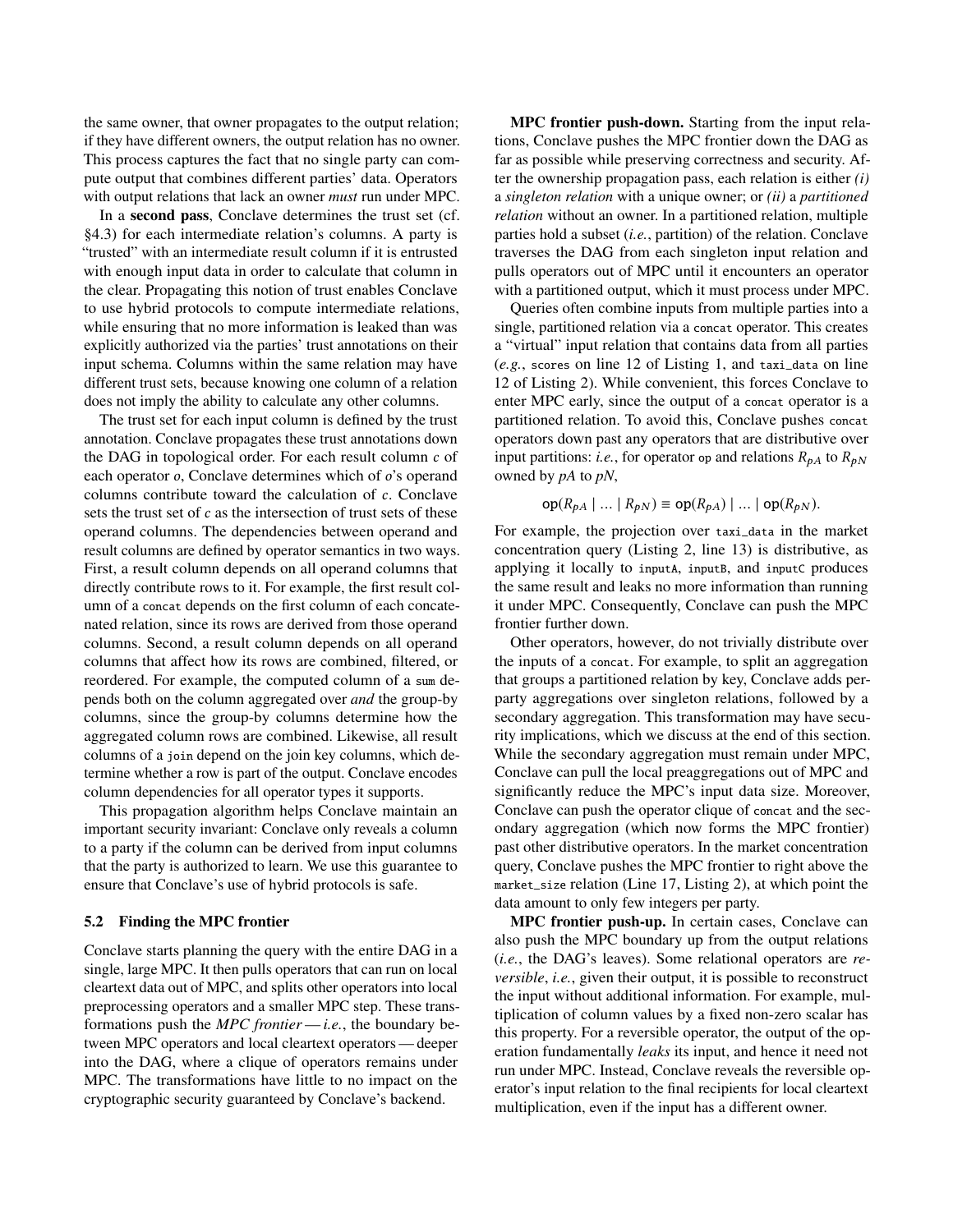the same owner, that owner propagates to the output relation; if they have different owners, the output relation has no owner. This process captures the fact that no single party can compute output that combines different parties' data. Operators with output relations that lack an owner *must* run under MPC.

In a **second pass**, Conclave determines the trust set (cf. §4.3) for each intermediate relation's columns. A party is "trusted" with an intermediate result column if it is entrusted with enough input data in order to calculate that column in the clear. Propagating this notion of trust enables Conclave to use hybrid protocols to compute intermediate relations, while ensuring that no more information is leaked than was explicitly authorized via the parties' trust annotations on their input schema. Columns within the same relation may have different trust sets, because knowing one column of a relation does not imply the ability to calculate any other columns.

The trust set for each input column is defined by the trust annotation. Conclave propagates these trust annotations down the DAG in topological order. For each result column $c$ of each operator $o$, Conclave determines which of $o$'s operand columns contribute toward the calculation of $c$. Conclave sets the trust set of $c$ as the intersection of trust sets of these operand columns. The dependencies between operand and result columns are defined by operator semantics in two ways. First, a result column depends on all operand columns that directly contribute rows to it. For example, the first result column of a `concat` depends on the first column of each concatenated relation, since its rows are derived from those operand columns. Second, a result column depends on all operand columns that affect how its rows are combined, filtered, or reordered. For example, the computed column of a `sum` depends both on the column aggregated over *and* the group-by columns, since the group-by columns determine how the aggregated column rows are combined. Likewise, all result columns of a `join` depend on the join key columns, which determine whether a row is part of the output. Conclave encodes column dependencies for all operator types it supports.

This propagation algorithm helps Conclave maintain an important security invariant: Conclave only reveals a column to a party if the column can be derived from input columns that the party is authorized to learn. We use this guarantee to ensure that Conclave's use of hybrid protocols is safe.

### 5.2 Finding the MPC frontier

Conclave starts planning the query with the entire DAG in a single, large MPC. It then pulls operators that can run on local cleartext data out of MPC, and splits other operators into local preprocessing operators and a smaller MPC step. These transformations push the *MPC frontier* — *i.e.*, the boundary between MPC operators and local cleartext operators — deeper into the DAG, where a clique of operators remains under MPC. The transformations have little to no impact on the cryptographic security guaranteed by Conclave's backend.

**MPC frontier push-down.** Starting from the input relations, Conclave pushes the MPC frontier down the DAG as far as possible while preserving correctness and security. After the ownership propagation pass, each relation is either *(i)* a *singleton relation* with a unique owner; or *(ii)* a *partitioned relation* without an owner. In a partitioned relation, multiple parties hold a subset (*i.e.*, partition) of the relation. Conclave traverses the DAG from each singleton input relation and pulls operators out of MPC until it encounters an operator with a partitioned output, which it must process under MPC.

Queries often combine inputs from multiple parties into a single, partitioned relation via a `concat` operator. This creates a "virtual" input relation that contains data from all parties (*e.g.*, `scores` on line 12 of Listing 1, and `taxi_data` on line 12 of Listing 2). While convenient, this forces Conclave to enter MPC early, since the output of a `concat` operator is a partitioned relation. To avoid this, Conclave pushes `concat` operators down past any operators that are distributive over input partitions: *i.e.*, for operator `op` and relations $R_{pA}$ to $R_{pN}$ owned by $pA$ to $pN$,

$$\text{op}(R_{pA} \mid \ldots \mid R_{pN}) \equiv \text{op}(R_{pA}) \mid \ldots \mid \text{op}(R_{pN}).$$

For example, the projection over `taxi_data` in the market concentration query (Listing 2, line 13) is distributive, as applying it locally to `inputA`, `inputB`, and `inputC` produces the same result and leaks no more information than running it under MPC. Consequently, Conclave can push the MPC frontier further down.

Other operators, however, do not trivially distribute over the inputs of a `concat`. For example, to split an aggregation that groups a partitioned relation by key, Conclave adds per-party aggregations over singleton relations, followed by a secondary aggregation. This transformation may have security implications, which we discuss at the end of this section. While the secondary aggregation must remain under MPC, Conclave can pull the local preaggregations out of MPC and significantly reduce the MPC's input data size. Moreover, Conclave can push the operator clique of `concat` and the secondary aggregation (which now forms the MPC frontier) past other distributive operators. In the market concentration query, Conclave pushes the MPC frontier to right above the `market_size` relation (Line 17, Listing 2), at which point the data amount to only few integers per party.

**MPC frontier push-up.** In certain cases, Conclave can also push the MPC boundary up from the output relations (*i.e.*, the DAG's leaves). Some relational operators are *reversible*, *i.e.*, given their output, it is possible to reconstruct the input without additional information. For example, multiplication of column values by a fixed non-zero scalar has this property. For a reversible operator, the output of the operation fundamentally *leaks* its input, and hence it need not run under MPC. Instead, Conclave reveals the reversible operator's input relation to the final recipients for local cleartext multiplication, even if the input has a different owner.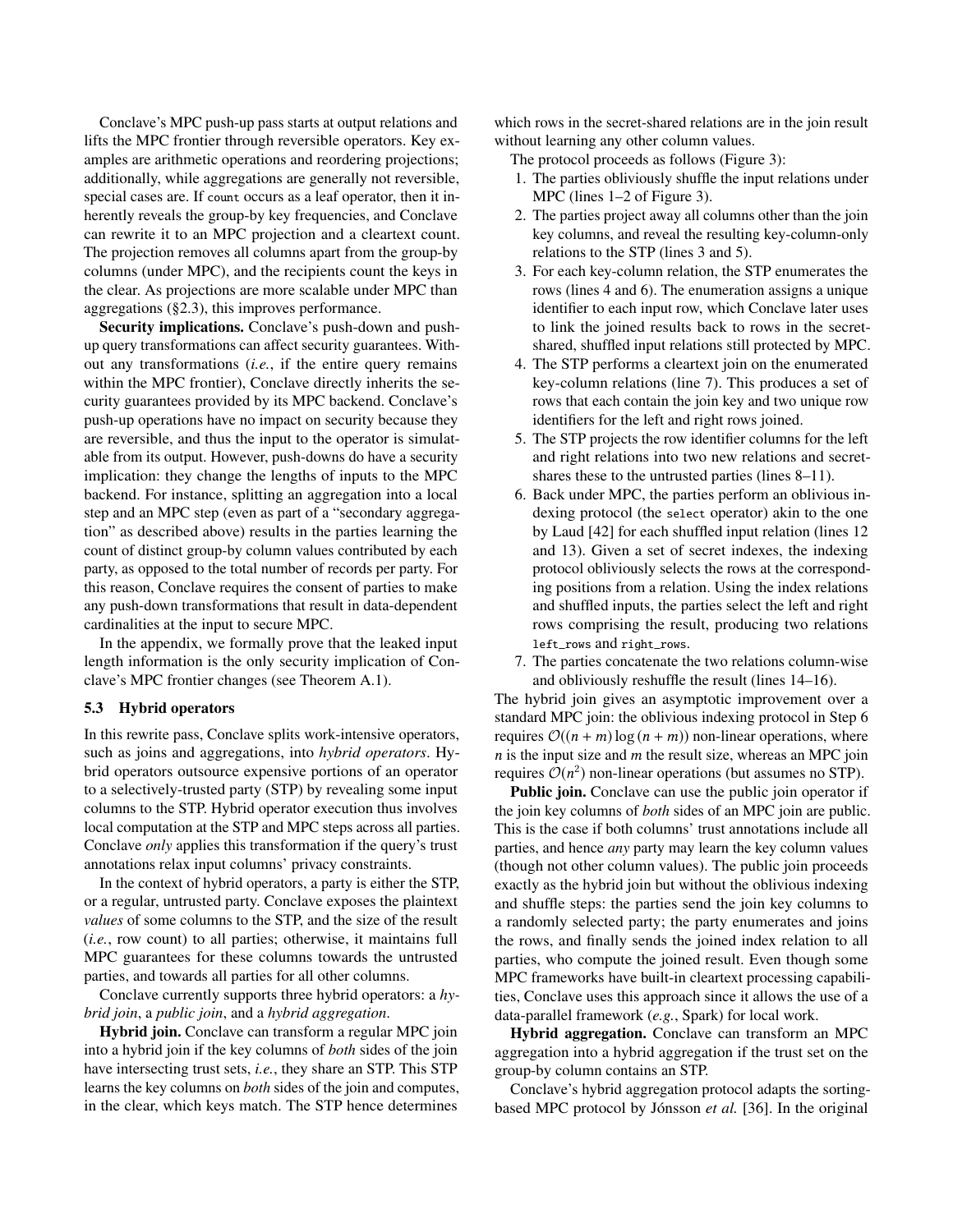Conclave's MPC push-up pass starts at output relations and lifts the MPC frontier through reversible operators. Key examples are arithmetic operations and reordering projections; additionally, while aggregations are generally not reversible, special cases are. If `count` occurs as a leaf operator, then it inherently reveals the group-by key frequencies, and Conclave can rewrite it to an MPC projection and a cleartext count. The projection removes all columns apart from the group-by columns (under MPC), and the recipients count the keys in the clear. As projections are more scalable under MPC than aggregations (§2.3), this improves performance.

**Security implications.** Conclave's push-down and push-up query transformations can affect security guarantees. Without any transformations (*i.e.*, if the entire query remains within the MPC frontier), Conclave directly inherits the security guarantees provided by its MPC backend. Conclave's push-up operations have no impact on security because they are reversible, and thus the input to the operator is simulatable from its output. However, push-downs do have a security implication: they change the lengths of inputs to the MPC backend. For instance, splitting an aggregation into a local step and an MPC step (even as part of a "secondary aggregation" as described above) results in the parties learning the count of distinct group-by column values contributed by each party, as opposed to the total number of records per party. For this reason, Conclave requires the consent of parties to make any push-down transformations that result in data-dependent cardinalities at the input to secure MPC.

In the appendix, we formally prove that the leaked input length information is the only security implication of Conclave's MPC frontier changes (see Theorem A.1).

### 5.3 Hybrid operators

In this rewrite pass, Conclave splits work-intensive operators, such as joins and aggregations, into *hybrid operators*. Hybrid operators outsource expensive portions of an operator to a selectively-trusted party (STP) by revealing some input columns to the STP. Hybrid operator execution thus involves local computation at the STP and MPC steps across all parties. Conclave *only* applies this transformation if the query's trust annotations relax input columns' privacy constraints.

In the context of hybrid operators, a party is either the STP, or a regular, untrusted party. Conclave exposes the plaintext *values* of some columns to the STP, and the size of the result (*i.e.*, row count) to all parties; otherwise, it maintains full MPC guarantees for these columns towards the untrusted parties, and towards all parties for all other columns.

Conclave currently supports three hybrid operators: a *hybrid join*, a *public join*, and a *hybrid aggregation*.

**Hybrid join.** Conclave can transform a regular MPC join into a hybrid join if the key columns of *both* sides of the join have intersecting trust sets, *i.e.*, they share an STP. This STP learns the key columns on *both* sides of the join and computes, in the clear, which keys match. The STP hence determines which rows in the secret-shared relations are in the join result without learning any other column values.

The protocol proceeds as follows (Figure 3):

1. The parties obliviously shuffle the input relations under MPC (lines 1–2 of Figure 3).
2. The parties project away all columns other than the join key columns, and reveal the resulting key-column-only relations to the STP (lines 3 and 5).
3. For each key-column relation, the STP enumerates the rows (lines 4 and 6). The enumeration assigns a unique identifier to each input row, which Conclave later uses to link the joined results back to rows in the secret-shared, shuffled input relations still protected by MPC.
4. The STP performs a cleartext join on the enumerated key-column relations (line 7). This produces a set of rows that each contain the join key and two unique row identifiers for the left and right rows joined.
5. The STP projects the row identifier columns for the left and right relations into two new relations and secret-shares these to the untrusted parties (lines 8–11).
6. Back under MPC, the parties perform an oblivious indexing protocol (the `select` operator) akin to the one by Laud [42] for each shuffled input relation (lines 12 and 13). Given a set of secret indexes, the indexing protocol obliviously selects the rows at the corresponding positions from a relation. Using the index relations and shuffled inputs, the parties select the left and right rows comprising the result, producing two relations `left_rows` and `right_rows`.
7. The parties concatenate the two relations column-wise and obliviously reshuffle the result (lines 14–16).

The hybrid join gives an asymptotic improvement over a standard MPC join: the oblivious indexing protocol in Step 6 requires $\mathcal{O}((n+m)\log(n+m))$ non-linear operations, where $n$ is the input size and $m$ the result size, whereas an MPC join requires $\mathcal{O}(n^2)$ non-linear operations (but assumes no STP).

**Public join.** Conclave can use the public join operator if the join key columns of *both* sides of an MPC join are public. This is the case if both columns' trust annotations include all parties, and hence *any* party may learn the key column values (though not other column values). The public join proceeds exactly as the hybrid join but without the oblivious indexing and shuffle steps: the parties send the join key columns to a randomly selected party; the party enumerates and joins the rows, and finally sends the joined index relation to all parties, who compute the joined result. Even though some MPC frameworks have built-in cleartext processing capabilities, Conclave uses this approach since it allows the use of a data-parallel framework (*e.g.*, Spark) for local work.

**Hybrid aggregation.** Conclave can transform an MPC aggregation into a hybrid aggregation if the trust set on the group-by column contains an STP.

Conclave's hybrid aggregation protocol adapts the sorting-based MPC protocol by Jónsson *et al.* [36]. In the original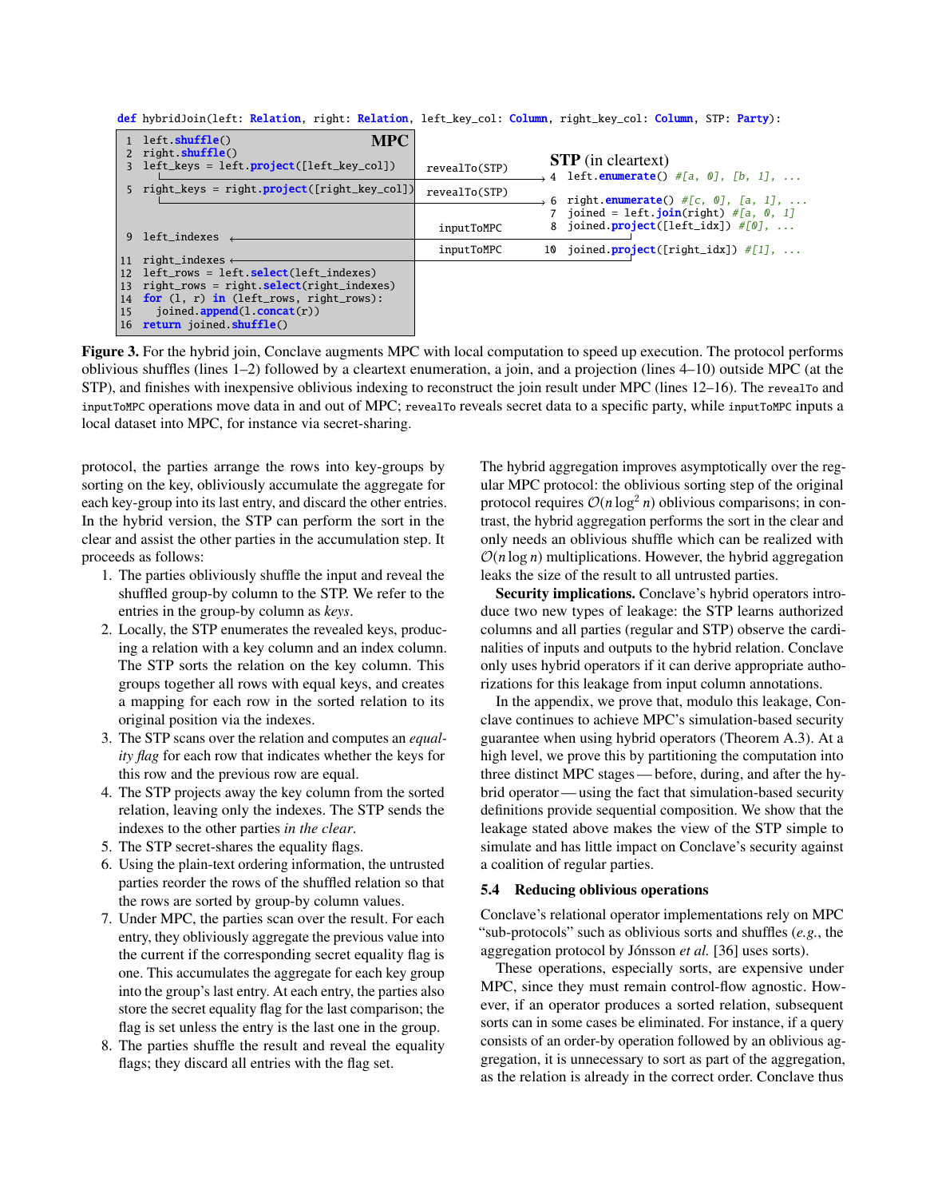```
def hybridJoin(left: Relation, right: Relation, left_key_col: Column, right_key_col: Column, STP: Party):

MPC                                                              STP (in cleartext)
 1  left.shuffle()
 2  right.shuffle()
 3  left_keys = left.project([left_key_col])      revealTo(STP)  4  left.enumerate() #[a, 0], [b, 1], ...
 5  right_keys = right.project([right_key_col])   revealTo(STP)  6  right.enumerate() #[c, 0], [a, 1], ...
                                                                 7  joined = left.join(right) #[a, 0, 1]
 9  left_indexes <-                               inputToMPC     8  joined.project([left_idx]) #[0], ...
11  right_indexes <-                              inputToMPC    10  joined.project([right_idx]) #[1], ...
12  left_rows = left.select(left_indexes)
13  right_rows = right.select(right_indexes)
14  for (l, r) in (left_rows, right_rows):
15      joined.append(l.concat(r))
16  return joined.shuffle()
```

**Figure 3.** For the hybrid join, Conclave augments MPC with local computation to speed up execution. The protocol performs oblivious shuffles (lines 1–2) followed by a cleartext enumeration, a join, and a projection (lines 4–10) outside MPC (at the STP), and finishes with inexpensive oblivious indexing to reconstruct the join result under MPC (lines 12–16). The `revealTo` and `inputToMPC` operations move data in and out of MPC; `revealTo` reveals secret data to a specific party, while `inputToMPC` inputs a local dataset into MPC, for instance via secret-sharing.

protocol, the parties arrange the rows into key-groups by sorting on the key, obliviously accumulate the aggregate for each key-group into its last entry, and discard the other entries. In the hybrid version, the STP can perform the sort in the clear and assist the other parties in the accumulation step. It proceeds as follows:

1. The parties obliviously shuffle the input and reveal the shuffled group-by column to the STP. We refer to the entries in the group-by column as *keys*.
2. Locally, the STP enumerates the revealed keys, producing a relation with a key column and an index column. The STP sorts the relation on the key column. This groups together all rows with equal keys, and creates a mapping for each row in the sorted relation to its original position via the indexes.
3. The STP scans over the relation and computes an *equality flag* for each row that indicates whether the keys for this row and the previous row are equal.
4. The STP projects away the key column from the sorted relation, leaving only the indexes. The STP sends the indexes to the other parties *in the clear*.
5. The STP secret-shares the equality flags.
6. Using the plain-text ordering information, the untrusted parties reorder the rows of the shuffled relation so that the rows are sorted by group-by column values.
7. Under MPC, the parties scan over the result. For each entry, they obliviously aggregate the previous value into the current if the corresponding secret equality flag is one. This accumulates the aggregate for each key group into the group's last entry. At each entry, the parties also store the secret equality flag for the last comparison; the flag is set unless the entry is the last one in the group.
8. The parties shuffle the result and reveal the equality flags; they discard all entries with the flag set.

The hybrid aggregation improves asymptotically over the regular MPC protocol: the oblivious sorting step of the original protocol requires $\mathcal{O}(n \log^2 n)$ oblivious comparisons; in contrast, the hybrid aggregation performs the sort in the clear and only needs an oblivious shuffle which can be realized with $\mathcal{O}(n \log n)$ multiplications. However, the hybrid aggregation leaks the size of the result to all untrusted parties.

**Security implications.** Conclave's hybrid operators introduce two new types of leakage: the STP learns authorized columns and all parties (regular and STP) observe the cardinalities of inputs and outputs to the hybrid relation. Conclave only uses hybrid operators if it can derive appropriate authorizations for this leakage from input column annotations.

In the appendix, we prove that, modulo this leakage, Conclave continues to achieve MPC's simulation-based security guarantee when using hybrid operators (Theorem A.3). At a high level, we prove this by partitioning the computation into three distinct MPC stages — before, during, and after the hybrid operator — using the fact that simulation-based security definitions provide sequential composition. We show that the leakage stated above makes the view of the STP simple to simulate and has little impact on Conclave's security against a coalition of regular parties.

### 5.4 Reducing oblivious operations

Conclave's relational operator implementations rely on MPC "sub-protocols" such as oblivious sorts and shuffles (*e.g.*, the aggregation protocol by Jónsson *et al.* [36] uses sorts).

These operations, especially sorts, are expensive under MPC, since they must remain control-flow agnostic. However, if an operator produces a sorted relation, subsequent sorts can in some cases be eliminated. For instance, if a query consists of an order-by operation followed by an oblivious aggregation, it is unnecessary to sort as part of the aggregation, as the relation is already in the correct order. Conclave thus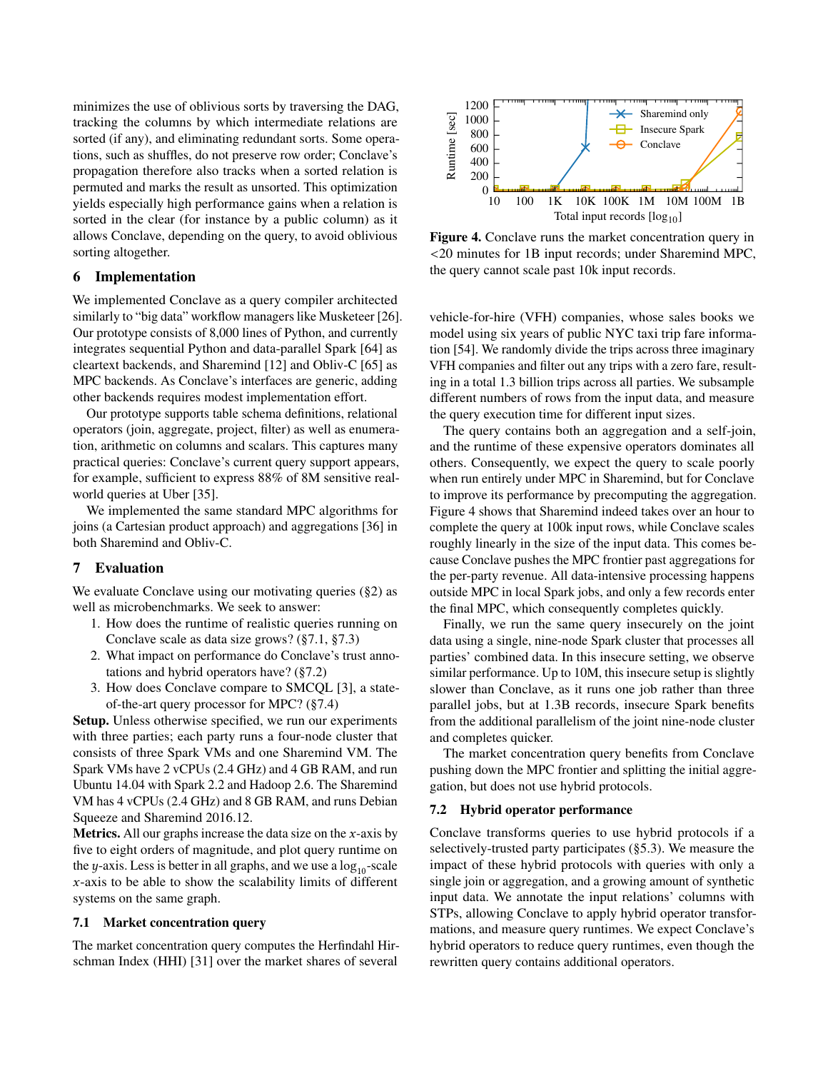minimizes the use of oblivious sorts by traversing the DAG, tracking the columns by which intermediate relations are sorted (if any), and eliminating redundant sorts. Some operations, such as shuffles, do not preserve row order; Conclave's propagation therefore also tracks when a sorted relation is permuted and marks the result as unsorted. This optimization yields especially high performance gains when a relation is sorted in the clear (for instance by a public column) as it allows Conclave, depending on the query, to avoid oblivious sorting altogether.

## 6 Implementation

We implemented Conclave as a query compiler architected similarly to "big data" workflow managers like Musketeer [26]. Our prototype consists of 8,000 lines of Python, and currently integrates sequential Python and data-parallel Spark [64] as cleartext backends, and Sharemind [12] and Obliv-C [65] as MPC backends. As Conclave's interfaces are generic, adding other backends requires modest implementation effort.

Our prototype supports table schema definitions, relational operators (join, aggregate, project, filter) as well as enumeration, arithmetic on columns and scalars. This captures many practical queries: Conclave's current query support appears, for example, sufficient to express 88% of 8M sensitive real-world queries at Uber [35].

We implemented the same standard MPC algorithms for joins (a Cartesian product approach) and aggregations [36] in both Sharemind and Obliv-C.

## 7 Evaluation

We evaluate Conclave using our motivating queries (§2) as well as microbenchmarks. We seek to answer:

1. How does the runtime of realistic queries running on Conclave scale as data size grows? (§7.1, §7.3)
2. What impact on performance do Conclave's trust annotations and hybrid operators have? (§7.2)
3. How does Conclave compare to SMCQL [3], a state-of-the-art query processor for MPC? (§7.4)

**Setup.** Unless otherwise specified, we run our experiments with three parties; each party runs a four-node cluster that consists of three Spark VMs and one Sharemind VM. The Spark VMs have 2 vCPUs (2.4 GHz) and 4 GB RAM, and run Ubuntu 14.04 with Spark 2.2 and Hadoop 2.6. The Sharemind VM has 4 vCPUs (2.4 GHz) and 8 GB RAM, and runs Debian Squeeze and Sharemind 2016.12.

**Metrics.** All our graphs increase the data size on the $x$-axis by five to eight orders of magnitude, and plot query runtime on the $y$-axis. Less is better in all graphs, and we use a $\log_{10}$-scale $x$-axis to be able to show the scalability limits of different systems on the same graph.

### 7.1 Market concentration query

The market concentration query computes the Herfindahl Hirschman Index (HHI) [31] over the market shares of several vehicle-for-hire (VFH) companies, whose sales books we model using six years of public NYC taxi trip fare information [54]. We randomly divide the trips across three imaginary VFH companies and filter out any trips with a zero fare, resulting in a total 1.3 billion trips across all parties. We subsample different numbers of rows from the input data, and measure the query execution time for different input sizes.

**Figure 4.** Conclave runs the market concentration query in <20 minutes for 1B input records; under Sharemind MPC, the query cannot scale past 10k input records.

The query contains both an aggregation and a self-join, and the runtime of these expensive operators dominates all others. Consequently, we expect the query to scale poorly when run entirely under MPC in Sharemind, but for Conclave to improve its performance by precomputing the aggregation. Figure 4 shows that Sharemind indeed takes over an hour to complete the query at 100k input rows, while Conclave scales roughly linearly in the size of the input data. This comes because Conclave pushes the MPC frontier past aggregations for the per-party revenue. All data-intensive processing happens outside MPC in local Spark jobs, and only a few records enter the final MPC, which consequently completes quickly.

Finally, we run the same query insecurely on the joint data using a single, nine-node Spark cluster that processes all parties' combined data. In this insecure setting, we observe similar performance. Up to 10M, this insecure setup is slightly slower than Conclave, as it runs one job rather than three parallel jobs, but at 1.3B records, insecure Spark benefits from the additional parallelism of the joint nine-node cluster and completes quicker.

The market concentration query benefits from Conclave pushing down the MPC frontier and splitting the initial aggregation, but does not use hybrid protocols.

### 7.2 Hybrid operator performance

Conclave transforms queries to use hybrid protocols if a selectively-trusted party participates (§5.3). We measure the impact of these hybrid protocols with queries with only a single join or aggregation, and a growing amount of synthetic input data. We annotate the input relations' columns with STPs, allowing Conclave to apply hybrid operator transformations, and measure query runtimes. We expect Conclave's hybrid operators to reduce query runtimes, even though the rewritten query contains additional operators.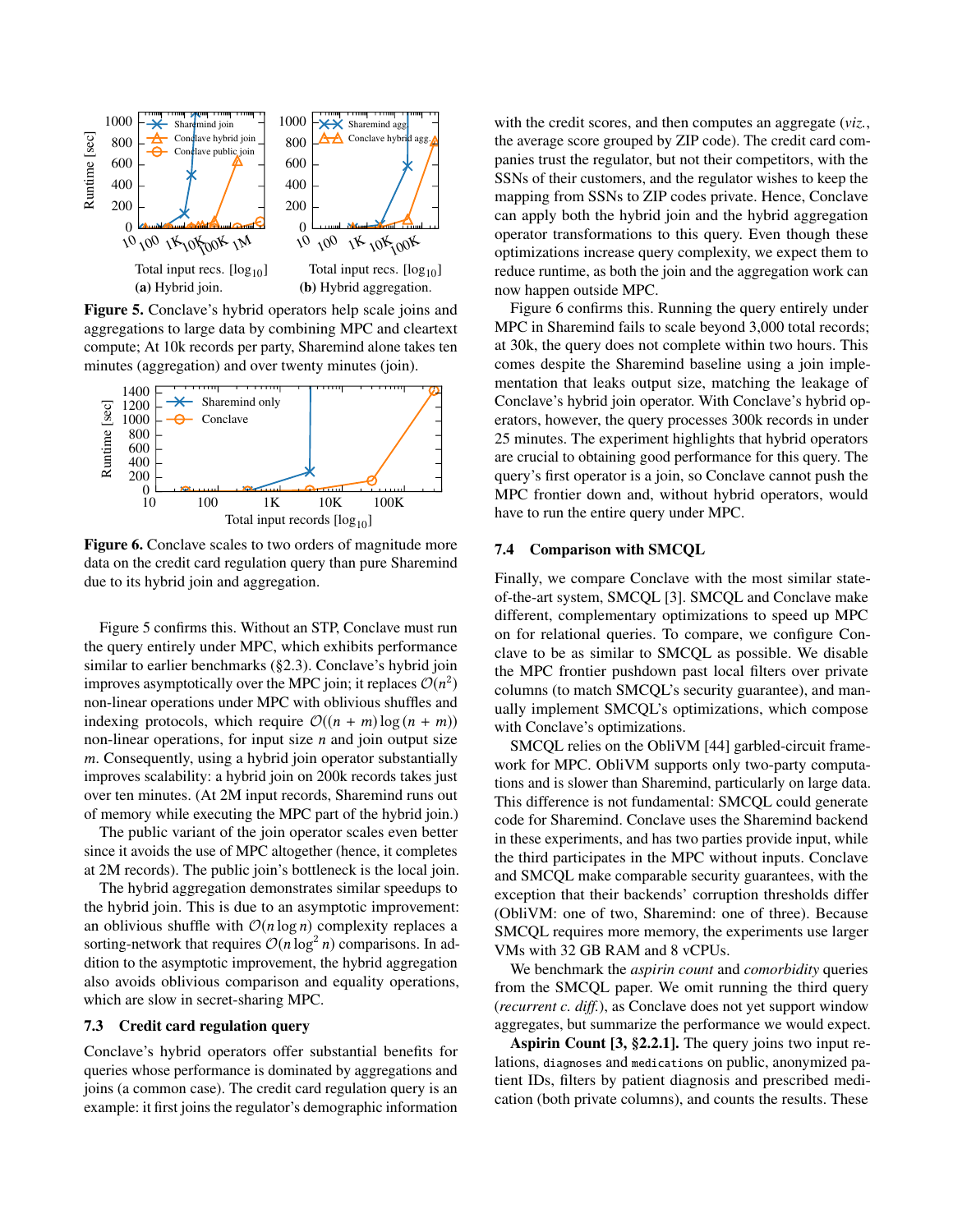**Figure 5.** Conclave's hybrid operators help scale joins and aggregations to large data by combining MPC and cleartext compute; At 10k records per party, Sharemind alone takes ten minutes (aggregation) and over twenty minutes (join).

**Figure 6.** Conclave scales to two orders of magnitude more data on the credit card regulation query than pure Sharemind due to its hybrid join and aggregation.

Figure 5 confirms this. Without an STP, Conclave must run the query entirely under MPC, which exhibits performance similar to earlier benchmarks (§2.3). Conclave's hybrid join improves asymptotically over the MPC join; it replaces $\mathcal{O}(n^2)$ non-linear operations under MPC with oblivious shuffles and indexing protocols, which require $\mathcal{O}((n + m) \log (n + m))$ non-linear operations, for input size $n$ and join output size $m$. Consequently, using a hybrid join operator substantially improves scalability: a hybrid join on 200k records takes just over ten minutes. (At 2M input records, Sharemind runs out of memory while executing the MPC part of the hybrid join.)

The public variant of the join operator scales even better since it avoids the use of MPC altogether (hence, it completes at 2M records). The public join's bottleneck is the local join.

The hybrid aggregation demonstrates similar speedups to the hybrid join. This is due to an asymptotic improvement: an oblivious shuffle with $\mathcal{O}(n \log n)$ complexity replaces a sorting-network that requires $\mathcal{O}(n \log^2 n)$ comparisons. In addition to the asymptotic improvement, the hybrid aggregation also avoids oblivious comparison and equality operations, which are slow in secret-sharing MPC.

### 7.3 Credit card regulation query

Conclave's hybrid operators offer substantial benefits for queries whose performance is dominated by aggregations and joins (a common case). The credit card regulation query is an example: it first joins the regulator's demographic information with the credit scores, and then computes an aggregate (*viz.*, the average score grouped by ZIP code). The credit card companies trust the regulator, but not their competitors, with the SSNs of their customers, and the regulator wishes to keep the mapping from SSNs to ZIP codes private. Hence, Conclave can apply both the hybrid join and the hybrid aggregation operator transformations to this query. Even though these optimizations increase query complexity, we expect them to reduce runtime, as both the join and the aggregation work can now happen outside MPC.

Figure 6 confirms this. Running the query entirely under MPC in Sharemind fails to scale beyond 3,000 total records; at 30k, the query does not complete within two hours. This comes despite the Sharemind baseline using a join implementation that leaks output size, matching the leakage of Conclave's hybrid join operator. With Conclave's hybrid operators, however, the query processes 300k records in under 25 minutes. The experiment highlights that hybrid operators are crucial to obtaining good performance for this query. The query's first operator is a join, so Conclave cannot push the MPC frontier down and, without hybrid operators, would have to run the entire query under MPC.

### 7.4 Comparison with SMCQL

Finally, we compare Conclave with the most similar state-of-the-art system, SMCQL [3]. SMCQL and Conclave make different, complementary optimizations to speed up MPC on for relational queries. To compare, we configure Conclave to be as similar to SMCQL as possible. We disable the MPC frontier pushdown past local filters over private columns (to match SMCQL's security guarantee), and manually implement SMCQL's optimizations, which compose with Conclave's optimizations.

SMCQL relies on the ObliVM [44] garbled-circuit framework for MPC. ObliVM supports only two-party computations and is slower than Sharemind, particularly on large data. This difference is not fundamental: SMCQL could generate code for Sharemind. Conclave uses the Sharemind backend in these experiments, and has two parties provide input, while the third participates in the MPC without inputs. Conclave and SMCQL make comparable security guarantees, with the exception that their backends' corruption thresholds differ (ObliVM: one of two, Sharemind: one of three). Because SMCQL requires more memory, the experiments use larger VMs with 32 GB RAM and 8 vCPUs.

We benchmark the *aspirin count* and *comorbidity* queries from the SMCQL paper. We omit running the third query (*recurrent c. diff.*), as Conclave does not yet support window aggregates, but summarize the performance we would expect.

**Aspirin Count [3, §2.2.1].** The query joins two input relations, `diagnoses` and `medications` on public, anonymized patient IDs, filters by patient diagnosis and prescribed medication (both private columns), and counts the results. These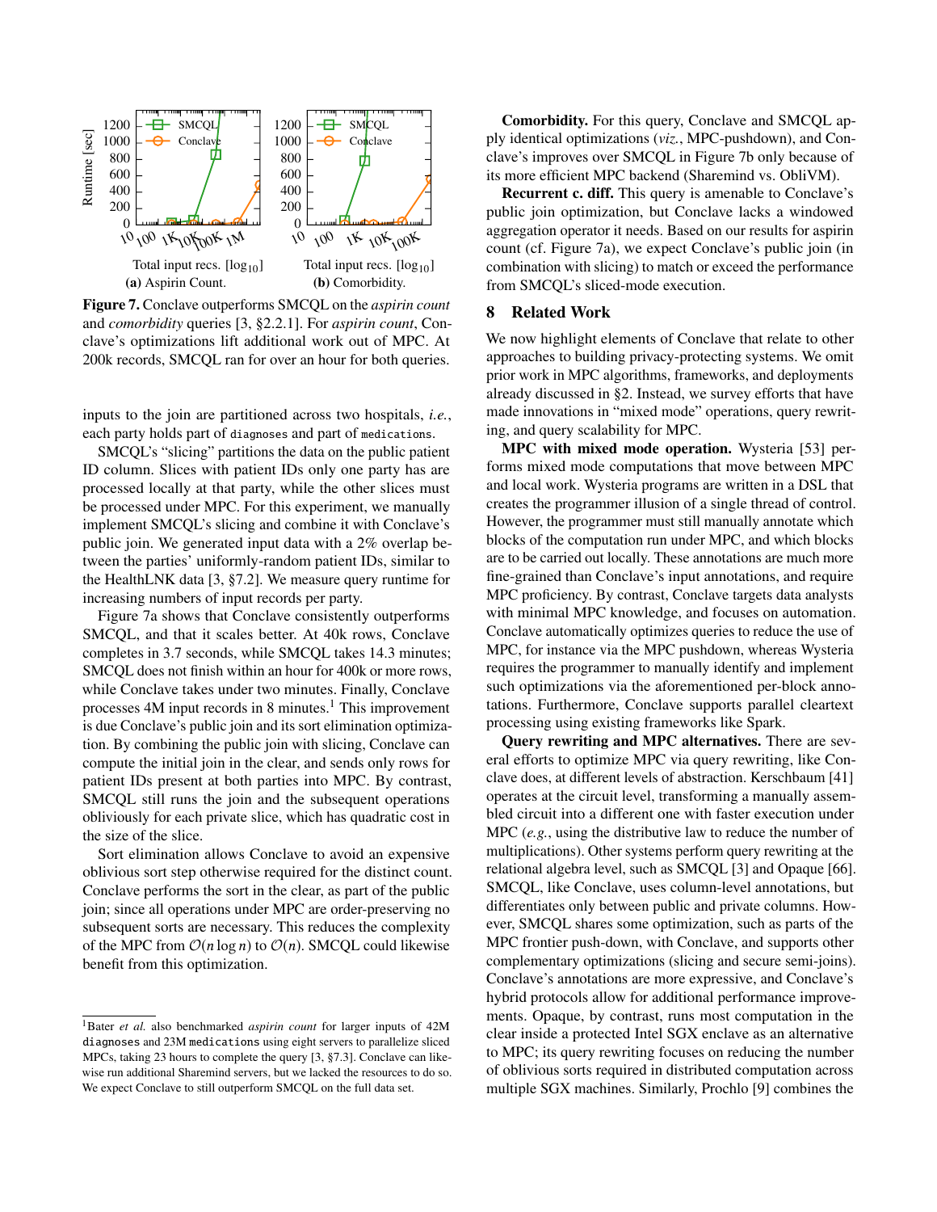Runtime [sec]

1200
1000
800
600
400
200
0

SMCQL
Conclave

10 100 1K 10K 100K 1M

Total input recs. [log$_{10}$]

**(a)** Aspirin Count.

1200
1000
800
600
400
200
0

SMCQL
Conclave

10 100 1K 10K 100K

Total input recs. [log$_{10}$]

**(b)** Comorbidity.

**Figure 7.** Conclave outperforms SMCQL on the *aspirin count* and *comorbidity* queries [3, §2.2.1]. For *aspirin count*, Conclave's optimizations lift additional work out of MPC. At 200k records, SMCQL ran for over an hour for both queries.

inputs to the join are partitioned across two hospitals, *i.e.*, each party holds part of `diagnoses` and part of `medications`.

SMCQL's "slicing" partitions the data on the public patient ID column. Slices with patient IDs only one party has are processed locally at that party, while the other slices must be processed under MPC. For this experiment, we manually implement SMCQL's slicing and combine it with Conclave's public join. We generated input data with a 2% overlap between the parties' uniformly-random patient IDs, similar to the HealthLNK data [3, §7.2]. We measure query runtime for increasing numbers of input records per party.

Figure 7a shows that Conclave consistently outperforms SMCQL, and that it scales better. At 40k rows, Conclave completes in 3.7 seconds, while SMCQL takes 14.3 minutes; SMCQL does not finish within an hour for 400k or more rows, while Conclave takes under two minutes. Finally, Conclave processes 4M input records in 8 minutes.[1] This improvement is due Conclave's public join and its sort elimination optimization. By combining the public join with slicing, Conclave can compute the initial join in the clear, and sends only rows for patient IDs present at both parties into MPC. By contrast, SMCQL still runs the join and the subsequent operations obliviously for each private slice, which has quadratic cost in the size of the slice.

Sort elimination allows Conclave to avoid an expensive oblivious sort step otherwise required for the distinct count. Conclave performs the sort in the clear, as part of the public join; since all operations under MPC are order-preserving no subsequent sorts are necessary. This reduces the complexity of the MPC from $\mathcal{O}(n \log n)$ to $\mathcal{O}(n)$. SMCQL could likewise benefit from this optimization.

[1] Bater *et al.* also benchmarked *aspirin count* for larger inputs of 42M `diagnoses` and 23M `medications` using eight servers to parallelize sliced MPCs, taking 23 hours to complete the query [3, §7.3]. Conclave can likewise run additional Sharemind servers, but we lacked the resources to do so. We expect Conclave to still outperform SMCQL on the full data set.

**Comorbidity.** For this query, Conclave and SMCQL apply identical optimizations (*viz.*, MPC-pushdown), and Conclave's improves over SMCQL in Figure 7b only because of its more efficient MPC backend (Sharemind vs. ObliVM).

**Recurrent c. diff.** This query is amenable to Conclave's public join optimization, but Conclave lacks a windowed aggregation operator it needs. Based on our results for aspirin count (cf. Figure 7a), we expect Conclave's public join (in combination with slicing) to match or exceed the performance from SMCQL's sliced-mode execution.

## 8 Related Work

We now highlight elements of Conclave that relate to other approaches to building privacy-protecting systems. We omit prior work in MPC algorithms, frameworks, and deployments already discussed in §2. Instead, we survey efforts that have made innovations in "mixed mode" operations, query rewriting, and query scalability for MPC.

**MPC with mixed mode operation.** Wysteria [53] performs mixed mode computations that move between MPC and local work. Wysteria programs are written in a DSL that creates the programmer illusion of a single thread of control. However, the programmer must still manually annotate which blocks of the computation run under MPC, and which blocks are to be carried out locally. These annotations are much more fine-grained than Conclave's input annotations, and require MPC proficiency. By contrast, Conclave targets data analysts with minimal MPC knowledge, and focuses on automation. Conclave automatically optimizes queries to reduce the use of MPC, for instance via the MPC pushdown, whereas Wysteria requires the programmer to manually identify and implement such optimizations via the aforementioned per-block annotations. Furthermore, Conclave supports parallel cleartext processing using existing frameworks like Spark.

**Query rewriting and MPC alternatives.** There are several efforts to optimize MPC via query rewriting, like Conclave does, at different levels of abstraction. Kerschbaum [41] operates at the circuit level, transforming a manually assembled circuit into a different one with faster execution under MPC (*e.g.*, using the distributive law to reduce the number of multiplications). Other systems perform query rewriting at the relational algebra level, such as SMCQL [3] and Opaque [66]. SMCQL, like Conclave, uses column-level annotations, but differentiates only between public and private columns. However, SMCQL shares some optimization, such as parts of the MPC frontier push-down, with Conclave, and supports other complementary optimizations (slicing and secure semi-joins). Conclave's annotations are more expressive, and Conclave's hybrid protocols allow for additional performance improvements. Opaque, by contrast, runs most computation in the clear inside a protected Intel SGX enclave as an alternative to MPC; its query rewriting focuses on reducing the number of oblivious sorts required in distributed computation across multiple SGX machines. Similarly, Prochlo [9] combines the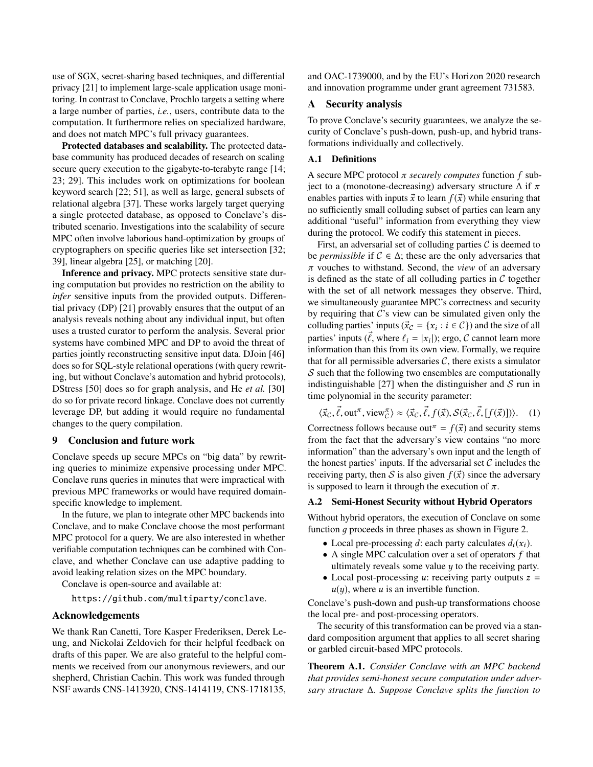use of SGX, secret-sharing based techniques, and differential privacy [21] to implement large-scale application usage monitoring. In contrast to Conclave, Prochlo targets a setting where a large number of parties, *i.e.*, users, contribute data to the computation. It furthermore relies on specialized hardware, and does not match MPC's full privacy guarantees.

**Protected databases and scalability.** The protected database community has produced decades of research on scaling secure query execution to the gigabyte-to-terabyte range [14; 23; 29]. This includes work on optimizations for boolean keyword search [22; 51], as well as large, general subsets of relational algebra [37]. These works largely target querying a single protected database, as opposed to Conclave's distributed scenario. Investigations into the scalability of secure MPC often involve laborious hand-optimization by groups of cryptographers on specific queries like set intersection [32; 39], linear algebra [25], or matching [20].

**Inference and privacy.** MPC protects sensitive state during computation but provides no restriction on the ability to *infer* sensitive inputs from the provided outputs. Differential privacy (DP) [21] provably ensures that the output of an analysis reveals nothing about any individual input, but often uses a trusted curator to perform the analysis. Several prior systems have combined MPC and DP to avoid the threat of parties jointly reconstructing sensitive input data. DJoin [46] does so for SQL-style relational operations (with query rewriting, but without Conclave's automation and hybrid protocols), DStress [50] does so for graph analysis, and He *et al.* [30] do so for private record linkage. Conclave does not currently leverage DP, but adding it would require no fundamental changes to the query compilation.

## 9 Conclusion and future work

Conclave speeds up secure MPCs on "big data" by rewriting queries to minimize expensive processing under MPC. Conclave runs queries in minutes that were impractical with previous MPC frameworks or would have required domain-specific knowledge to implement.

In the future, we plan to integrate other MPC backends into Conclave, and to make Conclave choose the most performant MPC protocol for a query. We are also interested in whether verifiable computation techniques can be combined with Conclave, and whether Conclave can use adaptive padding to avoid leaking relation sizes on the MPC boundary.

Conclave is open-source and available at:

`https://github.com/multiparty/conclave`.

## Acknowledgements

We thank Ran Canetti, Tore Kasper Frederiksen, Derek Leung, and Nickolai Zeldovich for their helpful feedback on drafts of this paper. We are also grateful to the helpful comments we received from our anonymous reviewers, and our shepherd, Christian Cachin. This work was funded through NSF awards CNS-1413920, CNS-1414119, CNS-1718135, and OAC-1739000, and by the EU's Horizon 2020 research and innovation programme under grant agreement 731583.

## A Security analysis

To prove Conclave's security guarantees, we analyze the security of Conclave's push-down, push-up, and hybrid transformations individually and collectively.

### A.1 Definitions

A secure MPC protocol $\pi$ *securely computes* function $f$ subject to a (monotone-decreasing) adversary structure $\Delta$ if $\pi$ enables parties with inputs $\vec{x}$ to learn $f(\vec{x})$ while ensuring that no sufficiently small colluding subset of parties can learn any additional "useful" information from everything they view during the protocol. We codify this statement in pieces.

First, an adversarial set of colluding parties $\mathcal{C}$ is deemed to be *permissible* if $\mathcal{C} \in \Delta$; these are the only adversaries that $\pi$ vouches to withstand. Second, the *view* of an adversary is defined as the state of all colluding parties in $\mathcal{C}$ together with the set of all network messages they observe. Third, we simultaneously guarantee MPC's correctness and security by requiring that $\mathcal{C}$'s view can be simulated given only the colluding parties' inputs ($\vec{x}_{\mathcal{C}} = \{x_i : i \in \mathcal{C}\}$) and the size of all parties' inputs ($\vec{\ell}$, where $\ell_i = |x_i|$); ergo, $\mathcal{C}$ cannot learn more information than this from its own view. Formally, we require that for all permissible adversaries $\mathcal{C}$, there exists a simulator $\mathcal{S}$ such that the following two ensembles are computationally indistinguishable [27] when the distinguisher and $\mathcal{S}$ run in time polynomial in the security parameter:

$$\langle \vec{x}_{\mathcal{C}}, \vec{\ell}, \text{out}^{\pi}, \text{view}^{\pi}_{\mathcal{C}} \rangle \approx \langle \vec{x}_{\mathcal{C}}, \vec{\ell}, f(\vec{x}), \mathcal{S}(\vec{x}_{\mathcal{C}}, \vec{\ell}, [f(\vec{x})]) \rangle. \quad (1)$$

Correctness follows because $\text{out}^{\pi} = f(\vec{x})$ and security stems from the fact that the adversary's view contains "no more information" than the adversary's own input and the length of the honest parties' inputs. If the adversarial set $\mathcal{C}$ includes the receiving party, then $\mathcal{S}$ is also given $f(\vec{x})$ since the adversary is supposed to learn it through the execution of $\pi$.

### A.2 Semi-Honest Security without Hybrid Operators

Without hybrid operators, the execution of Conclave on some function $g$ proceeds in three phases as shown in Figure 2.

- Local pre-processing $d$: each party calculates $d_i(x_i)$.
- A single MPC calculation over a set of operators $f$ that ultimately reveals some value $y$ to the receiving party.
- Local post-processing $u$: receiving party outputs $z = u(y)$, where $u$ is an invertible function.

Conclave's push-down and push-up transformations choose the local pre- and post-processing operators.

The security of this transformation can be proved via a standard composition argument that applies to all secret sharing or garbled circuit-based MPC protocols.

**Theorem A.1.** *Consider Conclave with an MPC backend that provides semi-honest secure computation under adversary structure $\Delta$. Suppose Conclave splits the function to*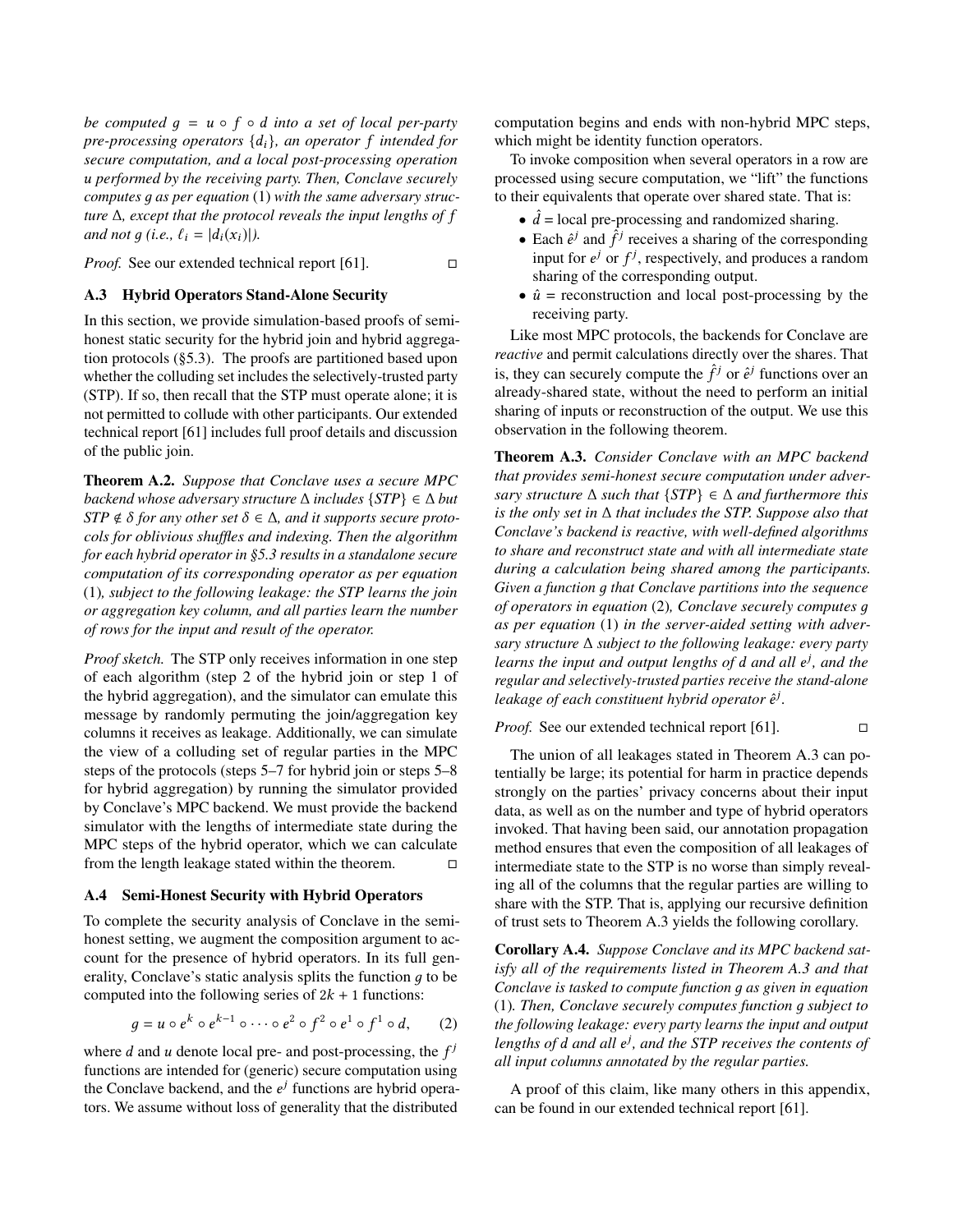*be computed $g = u \circ f \circ d$ into a set of local per-party pre-processing operators $\{d_i\}$, an operator $f$ intended for secure computation, and a local post-processing operation $u$ performed by the receiving party. Then, Conclave securely computes $g$ as per equation* (1) *with the same adversary structure $\Delta$, except that the protocol reveals the input lengths of $f$ and not $g$ (i.e., $\ell_i = |d_i(x_i)|$).*

*Proof.* See our extended technical report [61]. □

### A.3 Hybrid Operators Stand-Alone Security

In this section, we provide simulation-based proofs of semi-honest static security for the hybrid join and hybrid aggregation protocols (§5.3). The proofs are partitioned based upon whether the colluding set includes the selectively-trusted party (STP). If so, then recall that the STP must operate alone; it is not permitted to collude with other participants. Our extended technical report [61] includes full proof details and discussion of the public join.

**Theorem A.2.** *Suppose that Conclave uses a secure MPC backend whose adversary structure $\Delta$ includes $\{STP\} \in \Delta$ but $STP \notin \delta$ for any other set $\delta \in \Delta$, and it supports secure protocols for oblivious shuffles and indexing. Then the algorithm for each hybrid operator in §5.3 results in a standalone secure computation of its corresponding operator as per equation* (1)*, subject to the following leakage: the STP learns the join or aggregation key column, and all parties learn the number of rows for the input and result of the operator.*

*Proof sketch.* The STP only receives information in one step of each algorithm (step 2 of the hybrid join or step 1 of the hybrid aggregation), and the simulator can emulate this message by randomly permuting the join/aggregation key columns it receives as leakage. Additionally, we can simulate the view of a colluding set of regular parties in the MPC steps of the protocols (steps 5–7 for hybrid join or steps 5–8 for hybrid aggregation) by running the simulator provided by Conclave's MPC backend. We must provide the backend simulator with the lengths of intermediate state during the MPC steps of the hybrid operator, which we can calculate from the length leakage stated within the theorem. □

### A.4 Semi-Honest Security with Hybrid Operators

To complete the security analysis of Conclave in the semi-honest setting, we augment the composition argument to account for the presence of hybrid operators. In its full generality, Conclave's static analysis splits the function $g$ to be computed into the following series of $2k + 1$ functions:

$$g = u \circ e^k \circ e^{k-1} \circ \cdots \circ e^2 \circ f^2 \circ e^1 \circ f^1 \circ d, \qquad (2)$$

where $d$ and $u$ denote local pre- and post-processing, the $f^j$ functions are intended for (generic) secure computation using the Conclave backend, and the $e^j$ functions are hybrid operators. We assume without loss of generality that the distributed computation begins and ends with non-hybrid MPC steps, which might be identity function operators.

To invoke composition when several operators in a row are processed using secure computation, we "lift" the functions to their equivalents that operate over shared state. That is:

- $\hat{d}$ = local pre-processing and randomized sharing.
- Each $\hat{e}^j$ and $\hat{f}^j$ receives a sharing of the corresponding input for $e^j$ or $f^j$, respectively, and produces a random sharing of the corresponding output.
- $\hat{u}$ = reconstruction and local post-processing by the receiving party.

Like most MPC protocols, the backends for Conclave are *reactive* and permit calculations directly over the shares. That is, they can securely compute the $\hat{f}^j$ or $\hat{e}^j$ functions over an already-shared state, without the need to perform an initial sharing of inputs or reconstruction of the output. We use this observation in the following theorem.

**Theorem A.3.** *Consider Conclave with an MPC backend that provides semi-honest secure computation under adversary structure $\Delta$ such that $\{STP\} \in \Delta$ and furthermore this is the only set in $\Delta$ that includes the STP. Suppose also that Conclave's backend is reactive, with well-defined algorithms to share and reconstruct state and with all intermediate state during a calculation being shared among the participants. Given a function $g$ that Conclave partitions into the sequence of operators in equation* (2)*, Conclave securely computes $g$ as per equation* (1) *in the server-aided setting with adversary structure $\Delta$ subject to the following leakage: every party learns the input and output lengths of $d$ and all $e^j$, and the regular and selectively-trusted parties receive the stand-alone leakage of each constituent hybrid operator $\hat{e}^j$.*

*Proof.* See our extended technical report [61]. □

The union of all leakages stated in Theorem A.3 can potentially be large; its potential for harm in practice depends strongly on the parties' privacy concerns about their input data, as well as on the number and type of hybrid operators invoked. That having been said, our annotation propagation method ensures that even the composition of all leakages of intermediate state to the STP is no worse than simply revealing all of the columns that the regular parties are willing to share with the STP. That is, applying our recursive definition of trust sets to Theorem A.3 yields the following corollary.

**Corollary A.4.** *Suppose Conclave and its MPC backend satisfy all of the requirements listed in Theorem A.3 and that Conclave is tasked to compute function $g$ as given in equation* (1)*. Then, Conclave securely computes function $g$ subject to the following leakage: every party learns the input and output lengths of $d$ and all $e^j$, and the STP receives the contents of all input columns annotated by the regular parties.*

A proof of this claim, like many others in this appendix, can be found in our extended technical report [61].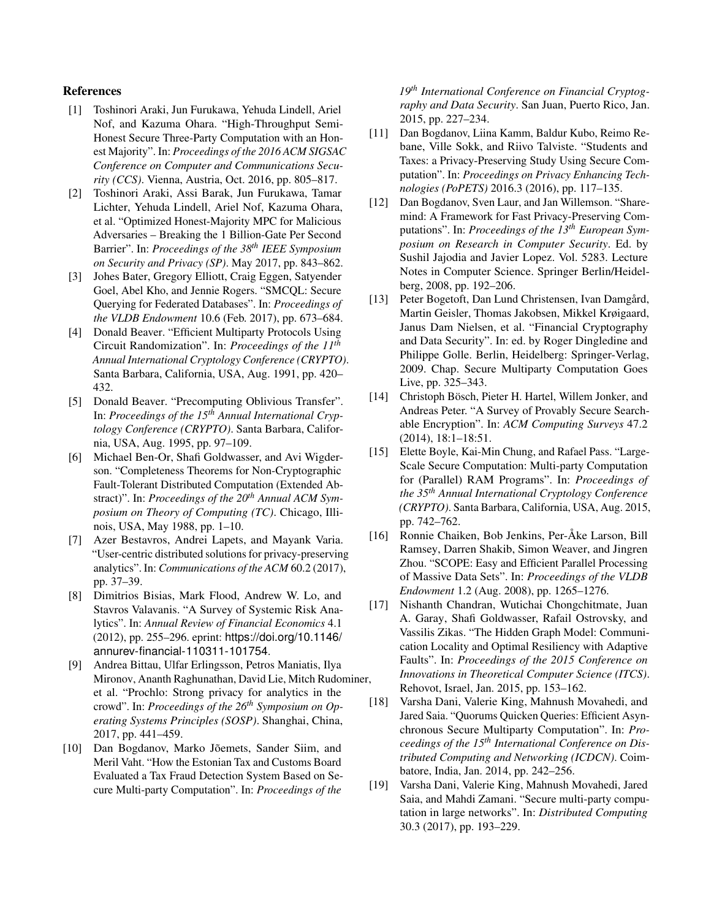## References

[1] Toshinori Araki, Jun Furukawa, Yehuda Lindell, Ariel Nof, and Kazuma Ohara. "High-Throughput Semi-Honest Secure Three-Party Computation with an Honest Majority". In: *Proceedings of the 2016 ACM SIGSAC Conference on Computer and Communications Security (CCS)*. Vienna, Austria, Oct. 2016, pp. 805–817.

[2] Toshinori Araki, Assi Barak, Jun Furukawa, Tamar Lichter, Yehuda Lindell, Ariel Nof, Kazuma Ohara, et al. "Optimized Honest-Majority MPC for Malicious Adversaries – Breaking the 1 Billion-Gate Per Second Barrier". In: *Proceedings of the 38th IEEE Symposium on Security and Privacy (SP)*. May 2017, pp. 843–862.

[3] Johes Bater, Gregory Elliott, Craig Eggen, Satyender Goel, Abel Kho, and Jennie Rogers. "SMCQL: Secure Querying for Federated Databases". In: *Proceedings of the VLDB Endowment* 10.6 (Feb. 2017), pp. 673–684.

[4] Donald Beaver. "Efficient Multiparty Protocols Using Circuit Randomization". In: *Proceedings of the 11th Annual International Cryptology Conference (CRYPTO)*. Santa Barbara, California, USA, Aug. 1991, pp. 420–432.

[5] Donald Beaver. "Precomputing Oblivious Transfer". In: *Proceedings of the 15th Annual International Cryptology Conference (CRYPTO)*. Santa Barbara, California, USA, Aug. 1995, pp. 97–109.

[6] Michael Ben-Or, Shafi Goldwasser, and Avi Wigderson. "Completeness Theorems for Non-Cryptographic Fault-Tolerant Distributed Computation (Extended Abstract)". In: *Proceedings of the 20th Annual ACM Symposium on Theory of Computing (TC)*. Chicago, Illinois, USA, May 1988, pp. 1–10.

[7] Azer Bestavros, Andrei Lapets, and Mayank Varia. "User-centric distributed solutions for privacy-preserving analytics". In: *Communications of the ACM* 60.2 (2017), pp. 37–39.

[8] Dimitrios Bisias, Mark Flood, Andrew W. Lo, and Stavros Valavanis. "A Survey of Systemic Risk Analytics". In: *Annual Review of Financial Economics* 4.1 (2012), pp. 255–296. eprint: https://doi.org/10.1146/annurev-financial-110311-101754.

[9] Andrea Bittau, Ulfar Erlingsson, Petros Maniatis, Ilya Mironov, Ananth Raghunathan, David Lie, Mitch Rudominer, et al. "Prochlo: Strong privacy for analytics in the crowd". In: *Proceedings of the 26th Symposium on Operating Systems Principles (SOSP)*. Shanghai, China, 2017, pp. 441–459.

[10] Dan Bogdanov, Marko Jõemets, Sander Siim, and Meril Vaht. "How the Estonian Tax and Customs Board Evaluated a Tax Fraud Detection System Based on Secure Multi-party Computation". In: *Proceedings of the 19th International Conference on Financial Cryptography and Data Security*. San Juan, Puerto Rico, Jan. 2015, pp. 227–234.

[11] Dan Bogdanov, Liina Kamm, Baldur Kubo, Reimo Rebane, Ville Sokk, and Riivo Talviste. "Students and Taxes: a Privacy-Preserving Study Using Secure Computation". In: *Proceedings on Privacy Enhancing Technologies (PoPETS)* 2016.3 (2016), pp. 117–135.

[12] Dan Bogdanov, Sven Laur, and Jan Willemson. "Sharemind: A Framework for Fast Privacy-Preserving Computations". In: *Proceedings of the 13th European Symposium on Research in Computer Security*. Ed. by Sushil Jajodia and Javier Lopez. Vol. 5283. Lecture Notes in Computer Science. Springer Berlin/Heidelberg, 2008, pp. 192–206.

[13] Peter Bogetoft, Dan Lund Christensen, Ivan Damgård, Martin Geisler, Thomas Jakobsen, Mikkel Krøigaard, Janus Dam Nielsen, et al. "Financial Cryptography and Data Security". In: ed. by Roger Dingledine and Philippe Golle. Berlin, Heidelberg: Springer-Verlag, 2009. Chap. Secure Multiparty Computation Goes Live, pp. 325–343.

[14] Christoph Bösch, Pieter H. Hartel, Willem Jonker, and Andreas Peter. "A Survey of Provably Secure Searchable Encryption". In: *ACM Computing Surveys* 47.2 (2014), 18:1–18:51.

[15] Elette Boyle, Kai-Min Chung, and Rafael Pass. "Large-Scale Secure Computation: Multi-party Computation for (Parallel) RAM Programs". In: *Proceedings of the 35th Annual International Cryptology Conference (CRYPTO)*. Santa Barbara, California, USA, Aug. 2015, pp. 742–762.

[16] Ronnie Chaiken, Bob Jenkins, Per-Åke Larson, Bill Ramsey, Darren Shakib, Simon Weaver, and Jingren Zhou. "SCOPE: Easy and Efficient Parallel Processing of Massive Data Sets". In: *Proceedings of the VLDB Endowment* 1.2 (Aug. 2008), pp. 1265–1276.

[17] Nishanth Chandran, Wutichai Chongchitmate, Juan A. Garay, Shafi Goldwasser, Rafail Ostrovsky, and Vassilis Zikas. "The Hidden Graph Model: Communication Locality and Optimal Resiliency with Adaptive Faults". In: *Proceedings of the 2015 Conference on Innovations in Theoretical Computer Science (ITCS)*. Rehovot, Israel, Jan. 2015, pp. 153–162.

[18] Varsha Dani, Valerie King, Mahnush Movahedi, and Jared Saia. "Quorums Quicken Queries: Efficient Asynchronous Secure Multiparty Computation". In: *Proceedings of the 15th International Conference on Distributed Computing and Networking (ICDCN)*. Coimbatore, India, Jan. 2014, pp. 242–256.

[19] Varsha Dani, Valerie King, Mahnush Movahedi, Jared Saia, and Mahdi Zamani. "Secure multi-party computation in large networks". In: *Distributed Computing* 30.3 (2017), pp. 193–229.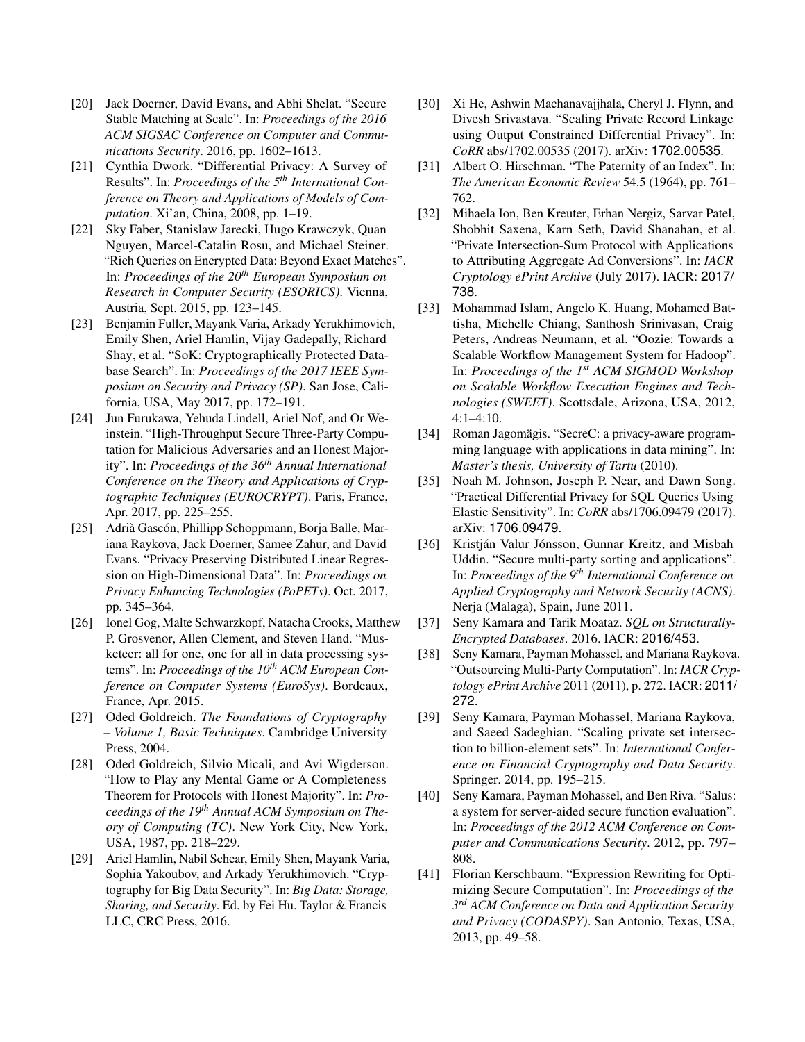[20] Jack Doerner, David Evans, and Abhi Shelat. "Secure Stable Matching at Scale". In: *Proceedings of the 2016 ACM SIGSAC Conference on Computer and Communications Security*. 2016, pp. 1602–1613.

[21] Cynthia Dwork. "Differential Privacy: A Survey of Results". In: *Proceedings of the 5th International Conference on Theory and Applications of Models of Computation*. Xi'an, China, 2008, pp. 1–19.

[22] Sky Faber, Stanislaw Jarecki, Hugo Krawczyk, Quan Nguyen, Marcel-Catalin Rosu, and Michael Steiner. "Rich Queries on Encrypted Data: Beyond Exact Matches". In: *Proceedings of the 20th European Symposium on Research in Computer Security (ESORICS)*. Vienna, Austria, Sept. 2015, pp. 123–145.

[23] Benjamin Fuller, Mayank Varia, Arkady Yerukhimovich, Emily Shen, Ariel Hamlin, Vijay Gadepally, Richard Shay, et al. "SoK: Cryptographically Protected Database Search". In: *Proceedings of the 2017 IEEE Symposium on Security and Privacy (SP)*. San Jose, California, USA, May 2017, pp. 172–191.

[24] Jun Furukawa, Yehuda Lindell, Ariel Nof, and Or Weinstein. "High-Throughput Secure Three-Party Computation for Malicious Adversaries and an Honest Majority". In: *Proceedings of the 36th Annual International Conference on the Theory and Applications of Cryptographic Techniques (EUROCRYPT)*. Paris, France, Apr. 2017, pp. 225–255.

[25] Adrià Gascón, Phillipp Schoppmann, Borja Balle, Mariana Raykova, Jack Doerner, Samee Zahur, and David Evans. "Privacy Preserving Distributed Linear Regression on High-Dimensional Data". In: *Proceedings on Privacy Enhancing Technologies (PoPETs)*. Oct. 2017, pp. 345–364.

[26] Ionel Gog, Malte Schwarzkopf, Natacha Crooks, Matthew P. Grosvenor, Allen Clement, and Steven Hand. "Musketeer: all for one, one for all in data processing systems". In: *Proceedings of the 10th ACM European Conference on Computer Systems (EuroSys)*. Bordeaux, France, Apr. 2015.

[27] Oded Goldreich. *The Foundations of Cryptography – Volume 1, Basic Techniques*. Cambridge University Press, 2004.

[28] Oded Goldreich, Silvio Micali, and Avi Wigderson. "How to Play any Mental Game or A Completeness Theorem for Protocols with Honest Majority". In: *Proceedings of the 19th Annual ACM Symposium on Theory of Computing (TC)*. New York City, New York, USA, 1987, pp. 218–229.

[29] Ariel Hamlin, Nabil Schear, Emily Shen, Mayank Varia, Sophia Yakoubov, and Arkady Yerukhimovich. "Cryptography for Big Data Security". In: *Big Data: Storage, Sharing, and Security*. Ed. by Fei Hu. Taylor & Francis LLC, CRC Press, 2016.

[30] Xi He, Ashwin Machanavajjhala, Cheryl J. Flynn, and Divesh Srivastava. "Scaling Private Record Linkage using Output Constrained Differential Privacy". In: *CoRR* abs/1702.00535 (2017). arXiv: 1702.00535.

[31] Albert O. Hirschman. "The Paternity of an Index". In: *The American Economic Review* 54.5 (1964), pp. 761–762.

[32] Mihaela Ion, Ben Kreuter, Erhan Nergiz, Sarvar Patel, Shobhit Saxena, Karn Seth, David Shanahan, et al. "Private Intersection-Sum Protocol with Applications to Attributing Aggregate Ad Conversions". In: *IACR Cryptology ePrint Archive* (July 2017). IACR: 2017/738.

[33] Mohammad Islam, Angelo K. Huang, Mohamed Battisha, Michelle Chiang, Santhosh Srinivasan, Craig Peters, Andreas Neumann, et al. "Oozie: Towards a Scalable Workflow Management System for Hadoop". In: *Proceedings of the 1st ACM SIGMOD Workshop on Scalable Workflow Execution Engines and Technologies (SWEET)*. Scottsdale, Arizona, USA, 2012, 4:1–4:10.

[34] Roman Jagomägis. "SecreC: a privacy-aware programming language with applications in data mining". In: *Master's thesis, University of Tartu* (2010).

[35] Noah M. Johnson, Joseph P. Near, and Dawn Song. "Practical Differential Privacy for SQL Queries Using Elastic Sensitivity". In: *CoRR* abs/1706.09479 (2017). arXiv: 1706.09479.

[36] Kristján Valur Jónsson, Gunnar Kreitz, and Misbah Uddin. "Secure multi-party sorting and applications". In: *Proceedings of the 9th International Conference on Applied Cryptography and Network Security (ACNS)*. Nerja (Malaga), Spain, June 2011.

[37] Seny Kamara and Tarik Moataz. *SQL on Structurally-Encrypted Databases*. 2016. IACR: 2016/453.

[38] Seny Kamara, Payman Mohassel, and Mariana Raykova. "Outsourcing Multi-Party Computation". In: *IACR Cryptology ePrint Archive* 2011 (2011), p. 272. IACR: 2011/272.

[39] Seny Kamara, Payman Mohassel, Mariana Raykova, and Saeed Sadeghian. "Scaling private set intersection to billion-element sets". In: *International Conference on Financial Cryptography and Data Security*. Springer. 2014, pp. 195–215.

[40] Seny Kamara, Payman Mohassel, and Ben Riva. "Salus: a system for server-aided secure function evaluation". In: *Proceedings of the 2012 ACM Conference on Computer and Communications Security*. 2012, pp. 797–808.

[41] Florian Kerschbaum. "Expression Rewriting for Optimizing Secure Computation". In: *Proceedings of the 3rd ACM Conference on Data and Application Security and Privacy (CODASPY)*. San Antonio, Texas, USA, 2013, pp. 49–58.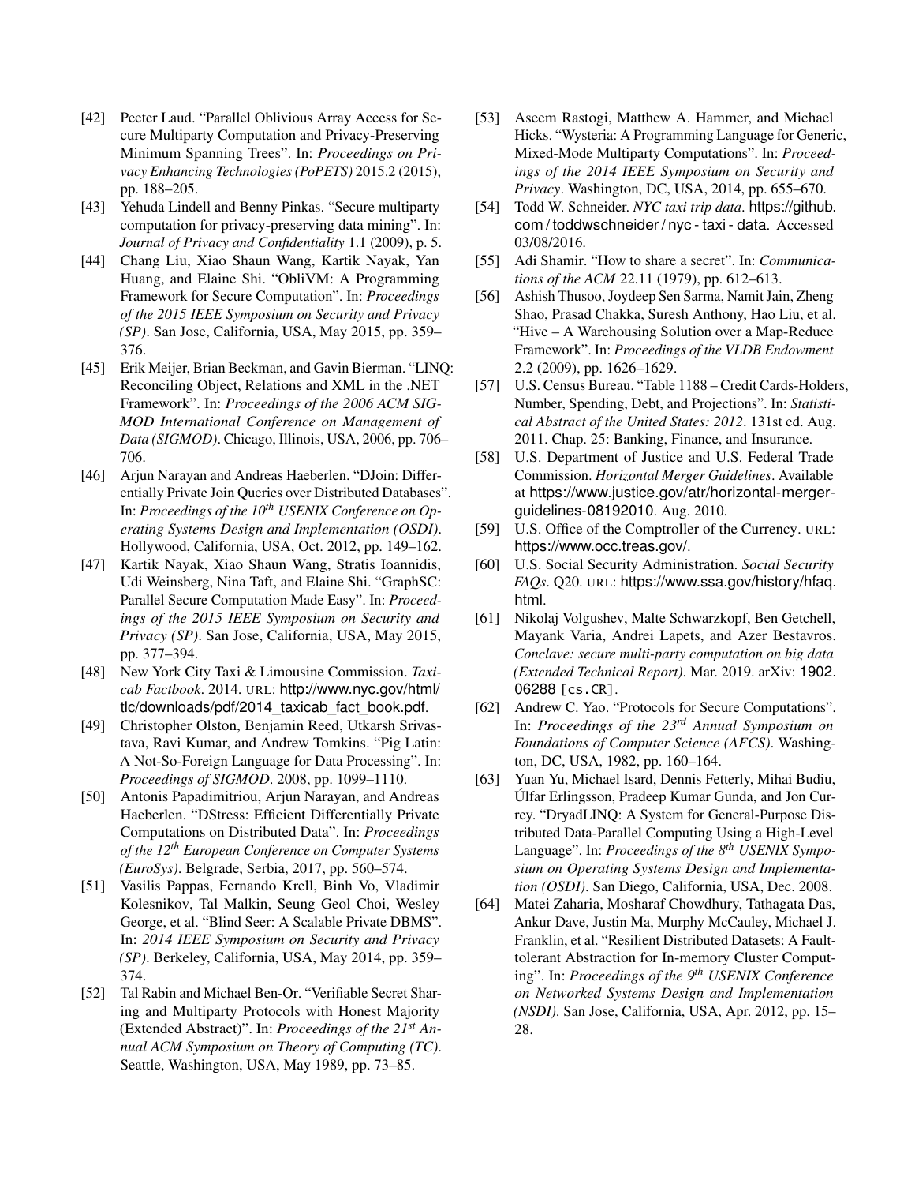- [42] Peeter Laud. "Parallel Oblivious Array Access for Secure Multiparty Computation and Privacy-Preserving Minimum Spanning Trees". In: *Proceedings on Privacy Enhancing Technologies (PoPETS)* 2015.2 (2015), pp. 188–205.
- [43] Yehuda Lindell and Benny Pinkas. "Secure multiparty computation for privacy-preserving data mining". In: *Journal of Privacy and Confidentiality* 1.1 (2009), p. 5.
- [44] Chang Liu, Xiao Shaun Wang, Kartik Nayak, Yan Huang, and Elaine Shi. "ObliVM: A Programming Framework for Secure Computation". In: *Proceedings of the 2015 IEEE Symposium on Security and Privacy (SP)*. San Jose, California, USA, May 2015, pp. 359–376.
- [45] Erik Meijer, Brian Beckman, and Gavin Bierman. "LINQ: Reconciling Object, Relations and XML in the .NET Framework". In: *Proceedings of the 2006 ACM SIGMOD International Conference on Management of Data (SIGMOD)*. Chicago, Illinois, USA, 2006, pp. 706–706.
- [46] Arjun Narayan and Andreas Haeberlen. "DJoin: Differentially Private Join Queries over Distributed Databases". In: *Proceedings of the 10th USENIX Conference on Operating Systems Design and Implementation (OSDI)*. Hollywood, California, USA, Oct. 2012, pp. 149–162.
- [47] Kartik Nayak, Xiao Shaun Wang, Stratis Ioannidis, Udi Weinsberg, Nina Taft, and Elaine Shi. "GraphSC: Parallel Secure Computation Made Easy". In: *Proceedings of the 2015 IEEE Symposium on Security and Privacy (SP)*. San Jose, California, USA, May 2015, pp. 377–394.
- [48] New York City Taxi & Limousine Commission. *Taxicab Factbook*. 2014. URL: http://www.nyc.gov/html/tlc/downloads/pdf/2014_taxicab_fact_book.pdf.
- [49] Christopher Olston, Benjamin Reed, Utkarsh Srivastava, Ravi Kumar, and Andrew Tomkins. "Pig Latin: A Not-So-Foreign Language for Data Processing". In: *Proceedings of SIGMOD*. 2008, pp. 1099–1110.
- [50] Antonis Papadimitriou, Arjun Narayan, and Andreas Haeberlen. "DStress: Efficient Differentially Private Computations on Distributed Data". In: *Proceedings of the 12th European Conference on Computer Systems (EuroSys)*. Belgrade, Serbia, 2017, pp. 560–574.
- [51] Vasilis Pappas, Fernando Krell, Binh Vo, Vladimir Kolesnikov, Tal Malkin, Seung Geol Choi, Wesley George, et al. "Blind Seer: A Scalable Private DBMS". In: *2014 IEEE Symposium on Security and Privacy (SP)*. Berkeley, California, USA, May 2014, pp. 359–374.
- [52] Tal Rabin and Michael Ben-Or. "Verifiable Secret Sharing and Multiparty Protocols with Honest Majority (Extended Abstract)". In: *Proceedings of the 21st Annual ACM Symposium on Theory of Computing (TC)*. Seattle, Washington, USA, May 1989, pp. 73–85.
- [53] Aseem Rastogi, Matthew A. Hammer, and Michael Hicks. "Wysteria: A Programming Language for Generic, Mixed-Mode Multiparty Computations". In: *Proceedings of the 2014 IEEE Symposium on Security and Privacy*. Washington, DC, USA, 2014, pp. 655–670.
- [54] Todd W. Schneider. *NYC taxi trip data*. https://github.com/toddwschneider/nyc-taxi-data. Accessed 03/08/2016.
- [55] Adi Shamir. "How to share a secret". In: *Communications of the ACM* 22.11 (1979), pp. 612–613.
- [56] Ashish Thusoo, Joydeep Sen Sarma, Namit Jain, Zheng Shao, Prasad Chakka, Suresh Anthony, Hao Liu, et al. "Hive – A Warehousing Solution over a Map-Reduce Framework". In: *Proceedings of the VLDB Endowment* 2.2 (2009), pp. 1626–1629.
- [57] U.S. Census Bureau. "Table 1188 – Credit Cards-Holders, Number, Spending, Debt, and Projections". In: *Statistical Abstract of the United States: 2012*. 131st ed. Aug. 2011. Chap. 25: Banking, Finance, and Insurance.
- [58] U.S. Department of Justice and U.S. Federal Trade Commission. *Horizontal Merger Guidelines*. Available at https://www.justice.gov/atr/horizontal-merger-guidelines-08192010. Aug. 2010.
- [59] U.S. Office of the Comptroller of the Currency. URL: https://www.occ.treas.gov/.
- [60] U.S. Social Security Administration. *Social Security FAQs*. Q20. URL: https://www.ssa.gov/history/hfaq.html.
- [61] Nikolaj Volgushev, Malte Schwarzkopf, Ben Getchell, Mayank Varia, Andrei Lapets, and Azer Bestavros. *Conclave: secure multi-party computation on big data (Extended Technical Report)*. Mar. 2019. arXiv: 1902.06288 [cs.CR].
- [62] Andrew C. Yao. "Protocols for Secure Computations". In: *Proceedings of the 23rd Annual Symposium on Foundations of Computer Science (AFCS)*. Washington, DC, USA, 1982, pp. 160–164.
- [63] Yuan Yu, Michael Isard, Dennis Fetterly, Mihai Budiu, Úlfar Erlingsson, Pradeep Kumar Gunda, and Jon Currey. "DryadLINQ: A System for General-Purpose Distributed Data-Parallel Computing Using a High-Level Language". In: *Proceedings of the 8th USENIX Symposium on Operating Systems Design and Implementation (OSDI)*. San Diego, California, USA, Dec. 2008.
- [64] Matei Zaharia, Mosharaf Chowdhury, Tathagata Das, Ankur Dave, Justin Ma, Murphy McCauley, Michael J. Franklin, et al. "Resilient Distributed Datasets: A Fault-tolerant Abstraction for In-memory Cluster Computing". In: *Proceedings of the 9th USENIX Conference on Networked Systems Design and Implementation (NSDI)*. San Jose, California, USA, Apr. 2012, pp. 15–28.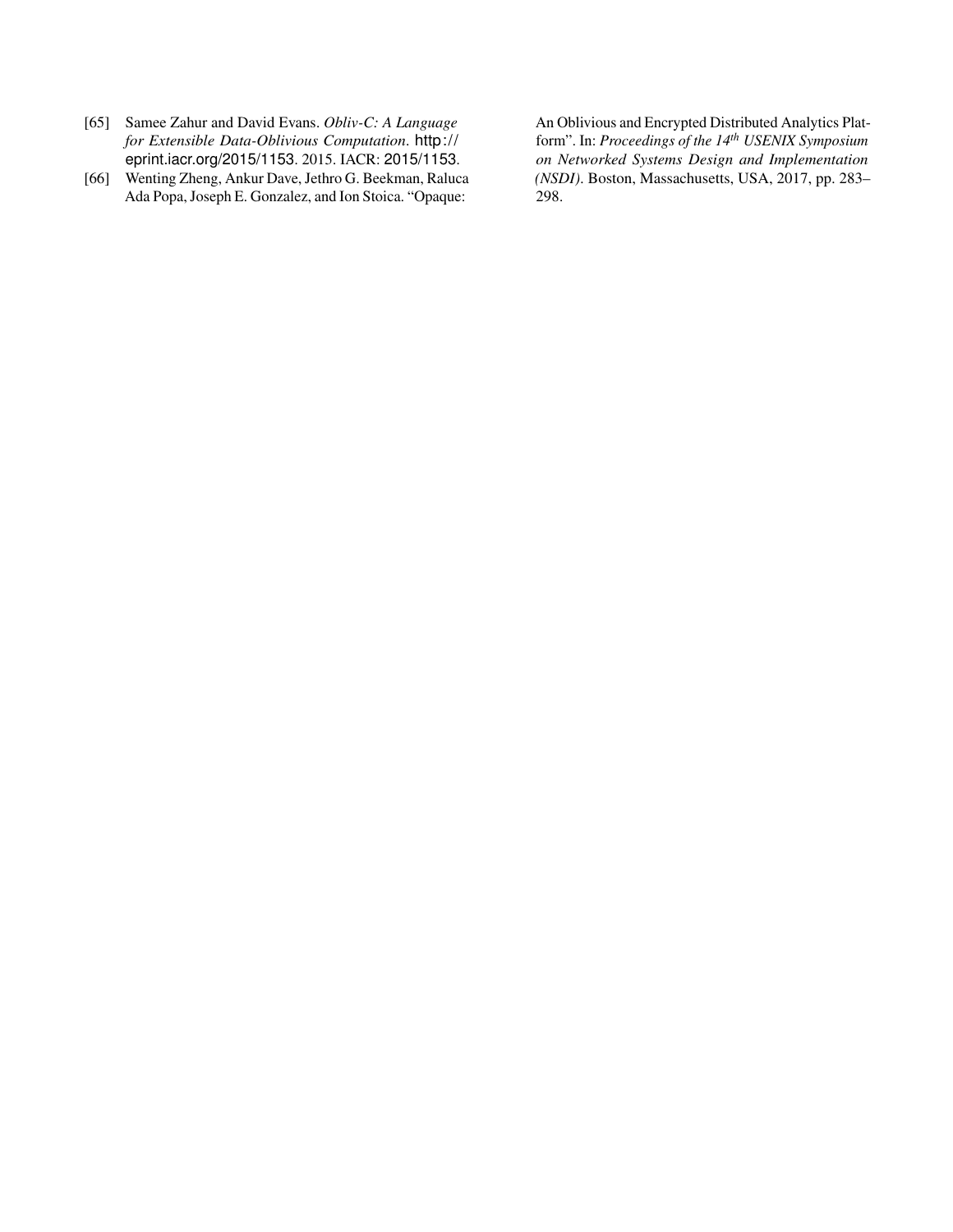[65] Samee Zahur and David Evans. *Obliv-C: A Language for Extensible Data-Oblivious Computation*. http://eprint.iacr.org/2015/1153. 2015. IACR: 2015/1153.

[66] Wenting Zheng, Ankur Dave, Jethro G. Beekman, Raluca Ada Popa, Joseph E. Gonzalez, and Ion Stoica. "Opaque: An Oblivious and Encrypted Distributed Analytics Platform". In: *Proceedings of the 14th USENIX Symposium on Networked Systems Design and Implementation (NSDI)*. Boston, Massachusetts, USA, 2017, pp. 283–298.